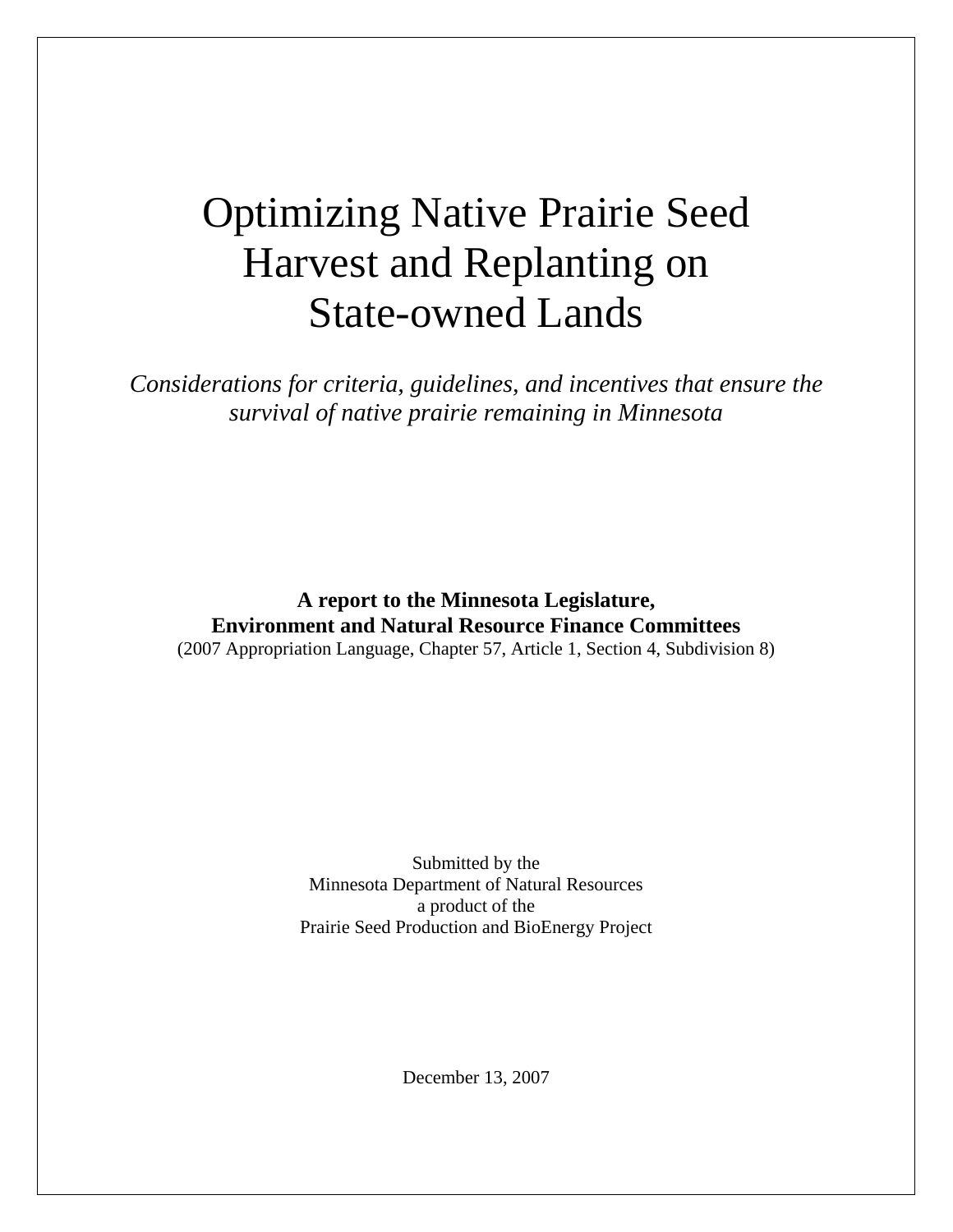# Optimizing Native Prairie Seed Harvest and Replanting on State-owned Lands

*Considerations for criteria, guidelines, and incentives that ensure the survival of native prairie remaining in Minnesota*

**A report to the Minnesota Legislature, Environment and Natural Resource Finance Committees**
(2007 Appropriation Language, Chapter 57, Article 1, Section 4, Subdivision 8)

Submitted by the
Minnesota Department of Natural Resources
a product of the
Prairie Seed Production and BioEnergy Project

December 13, 2007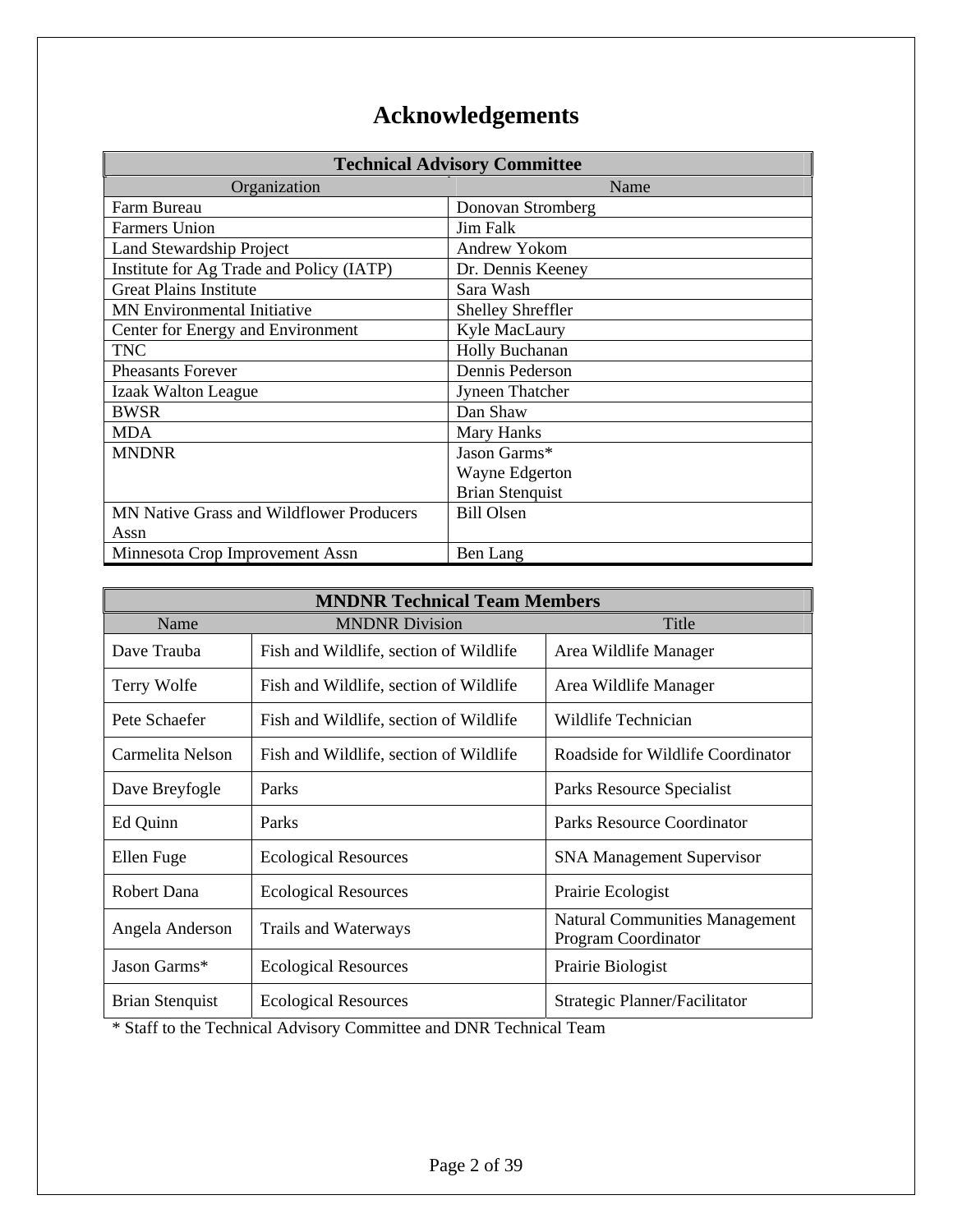# Acknowledgements

| Technical Advisory Committee | |
|---|---|
| Organization | Name |
| Farm Bureau | Donovan Stromberg |
| Farmers Union | Jim Falk |
| Land Stewardship Project | Andrew Yokom |
| Institute for Ag Trade and Policy (IATP) | Dr. Dennis Keeney |
| Great Plains Institute | Sara Wash |
| MN Environmental Initiative | Shelley Shreffler |
| Center for Energy and Environment | Kyle MacLaury |
| TNC | Holly Buchanan |
| Pheasants Forever | Dennis Pederson |
| Izaak Walton League | Jyneen Thatcher |
| BWSR | Dan Shaw |
| MDA | Mary Hanks |
| MNDNR | Jason Garms*<br>Wayne Edgerton<br>Brian Stenquist |
| MN Native Grass and Wildflower Producers Assn | Bill Olsen |
| Minnesota Crop Improvement Assn | Ben Lang |

| MNDNR Technical Team Members | | |
|---|---|---|
| Name | MNDNR Division | Title |
| Dave Trauba | Fish and Wildlife, section of Wildlife | Area Wildlife Manager |
| Terry Wolfe | Fish and Wildlife, section of Wildlife | Area Wildlife Manager |
| Pete Schaefer | Fish and Wildlife, section of Wildlife | Wildlife Technician |
| Carmelita Nelson | Fish and Wildlife, section of Wildlife | Roadside for Wildlife Coordinator |
| Dave Breyfogle | Parks | Parks Resource Specialist |
| Ed Quinn | Parks | Parks Resource Coordinator |
| Ellen Fuge | Ecological Resources | SNA Management Supervisor |
| Robert Dana | Ecological Resources | Prairie Ecologist |
| Angela Anderson | Trails and Waterways | Natural Communities Management Program Coordinator |
| Jason Garms* | Ecological Resources | Prairie Biologist |
| Brian Stenquist | Ecological Resources | Strategic Planner/Facilitator |

* Staff to the Technical Advisory Committee and DNR Technical Team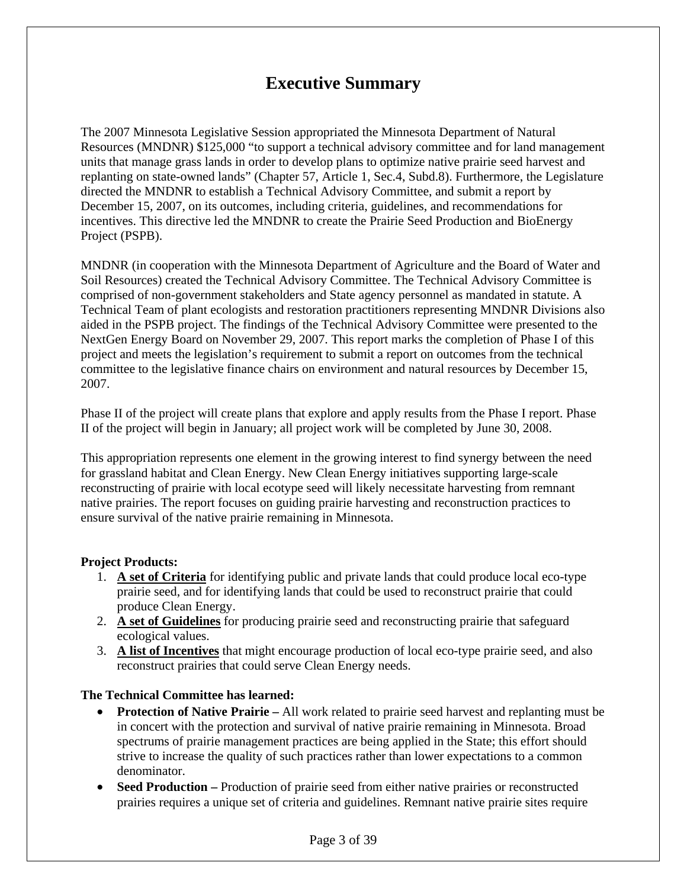# Executive Summary

The 2007 Minnesota Legislative Session appropriated the Minnesota Department of Natural Resources (MNDNR) $125,000 "to support a technical advisory committee and for land management units that manage grass lands in order to develop plans to optimize native prairie seed harvest and replanting on state-owned lands" (Chapter 57, Article 1, Sec.4, Subd.8). Furthermore, the Legislature directed the MNDNR to establish a Technical Advisory Committee, and submit a report by December 15, 2007, on its outcomes, including criteria, guidelines, and recommendations for incentives. This directive led the MNDNR to create the Prairie Seed Production and BioEnergy Project (PSPB).

MNDNR (in cooperation with the Minnesota Department of Agriculture and the Board of Water and Soil Resources) created the Technical Advisory Committee. The Technical Advisory Committee is comprised of non-government stakeholders and State agency personnel as mandated in statute. A Technical Team of plant ecologists and restoration practitioners representing MNDNR Divisions also aided in the PSPB project. The findings of the Technical Advisory Committee were presented to the NextGen Energy Board on November 29, 2007. This report marks the completion of Phase I of this project and meets the legislation's requirement to submit a report on outcomes from the technical committee to the legislative finance chairs on environment and natural resources by December 15, 2007.

Phase II of the project will create plans that explore and apply results from the Phase I report. Phase II of the project will begin in January; all project work will be completed by June 30, 2008.

This appropriation represents one element in the growing interest to find synergy between the need for grassland habitat and Clean Energy. New Clean Energy initiatives supporting large-scale reconstructing of prairie with local ecotype seed will likely necessitate harvesting from remnant native prairies. The report focuses on guiding prairie harvesting and reconstruction practices to ensure survival of the native prairie remaining in Minnesota.

**Project Products:**

1. **A set of Criteria** for identifying public and private lands that could produce local eco-type prairie seed, and for identifying lands that could be used to reconstruct prairie that could produce Clean Energy.
2. **A set of Guidelines** for producing prairie seed and reconstructing prairie that safeguard ecological values.
3. **A list of Incentives** that might encourage production of local eco-type prairie seed, and also reconstruct prairies that could serve Clean Energy needs.

**The Technical Committee has learned:**

- **Protection of Native Prairie –** All work related to prairie seed harvest and replanting must be in concert with the protection and survival of native prairie remaining in Minnesota. Broad spectrums of prairie management practices are being applied in the State; this effort should strive to increase the quality of such practices rather than lower expectations to a common denominator.
- **Seed Production –** Production of prairie seed from either native prairies or reconstructed prairies requires a unique set of criteria and guidelines. Remnant native prairie sites require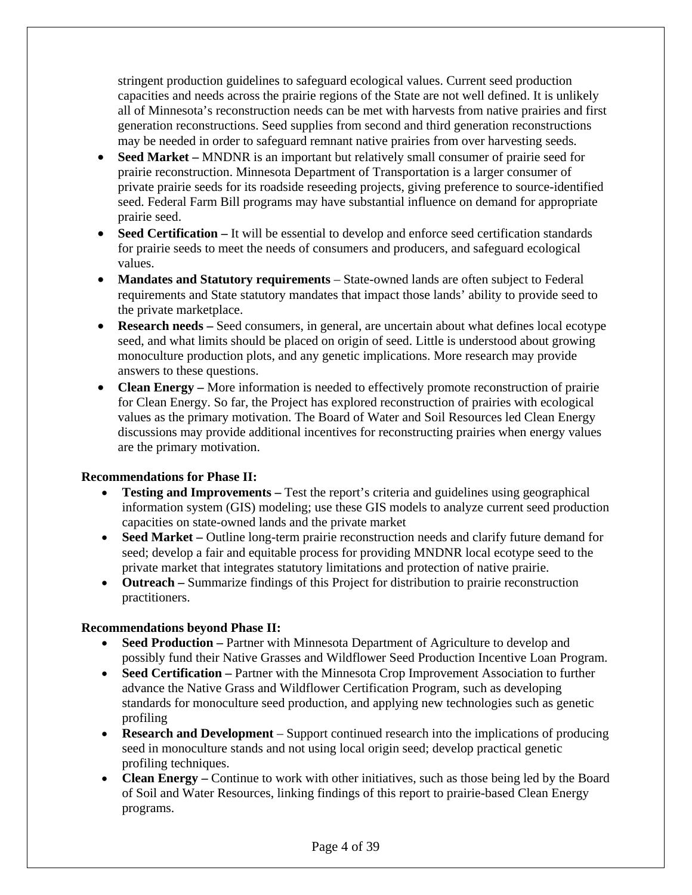stringent production guidelines to safeguard ecological values. Current seed production capacities and needs across the prairie regions of the State are not well defined. It is unlikely all of Minnesota's reconstruction needs can be met with harvests from native prairies and first generation reconstructions. Seed supplies from second and third generation reconstructions may be needed in order to safeguard remnant native prairies from over harvesting seeds.

- **Seed Market –** MNDNR is an important but relatively small consumer of prairie seed for prairie reconstruction. Minnesota Department of Transportation is a larger consumer of private prairie seeds for its roadside reseeding projects, giving preference to source-identified seed. Federal Farm Bill programs may have substantial influence on demand for appropriate prairie seed.
- **Seed Certification –** It will be essential to develop and enforce seed certification standards for prairie seeds to meet the needs of consumers and producers, and safeguard ecological values.
- **Mandates and Statutory requirements** – State-owned lands are often subject to Federal requirements and State statutory mandates that impact those lands' ability to provide seed to the private marketplace.
- **Research needs –** Seed consumers, in general, are uncertain about what defines local ecotype seed, and what limits should be placed on origin of seed. Little is understood about growing monoculture production plots, and any genetic implications. More research may provide answers to these questions.
- **Clean Energy –** More information is needed to effectively promote reconstruction of prairie for Clean Energy. So far, the Project has explored reconstruction of prairies with ecological values as the primary motivation. The Board of Water and Soil Resources led Clean Energy discussions may provide additional incentives for reconstructing prairies when energy values are the primary motivation.

**Recommendations for Phase II:**

- **Testing and Improvements –** Test the report's criteria and guidelines using geographical information system (GIS) modeling; use these GIS models to analyze current seed production capacities on state-owned lands and the private market
- **Seed Market –** Outline long-term prairie reconstruction needs and clarify future demand for seed; develop a fair and equitable process for providing MNDNR local ecotype seed to the private market that integrates statutory limitations and protection of native prairie.
- **Outreach –** Summarize findings of this Project for distribution to prairie reconstruction practitioners.

**Recommendations beyond Phase II:**

- **Seed Production –** Partner with Minnesota Department of Agriculture to develop and possibly fund their Native Grasses and Wildflower Seed Production Incentive Loan Program.
- **Seed Certification –** Partner with the Minnesota Crop Improvement Association to further advance the Native Grass and Wildflower Certification Program, such as developing standards for monoculture seed production, and applying new technologies such as genetic profiling
- **Research and Development** – Support continued research into the implications of producing seed in monoculture stands and not using local origin seed; develop practical genetic profiling techniques.
- **Clean Energy –** Continue to work with other initiatives, such as those being led by the Board of Soil and Water Resources, linking findings of this report to prairie-based Clean Energy programs.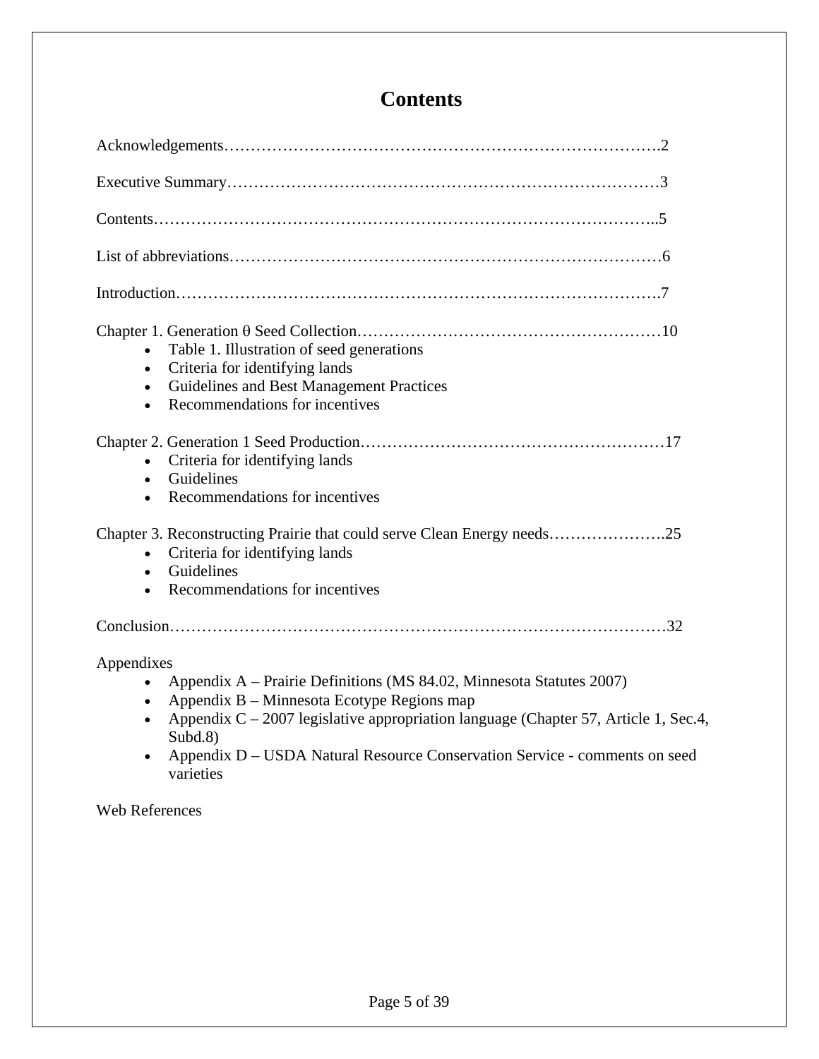# Contents

Acknowledgements……………………………………………………………………….2

Executive Summary………………………………………………………………………3

Contents……………………………………………………………………………………..5

List of abbreviations………………………………………………………………………6

Introduction…………………………………………………………………………….7

Chapter 1. Generation θ Seed Collection…………………………………………………10

- Table 1. Illustration of seed generations
- Criteria for identifying lands
- Guidelines and Best Management Practices
- Recommendations for incentives

Chapter 2. Generation 1 Seed Production…………………………………………………17

- Criteria for identifying lands
- Guidelines
- Recommendations for incentives

Chapter 3. Reconstructing Prairie that could serve Clean Energy needs………………….25

- Criteria for identifying lands
- Guidelines
- Recommendations for incentives

Conclusion…………………………………………………………………………………32

Appendixes

- Appendix A – Prairie Definitions (MS 84.02, Minnesota Statutes 2007)
- Appendix B – Minnesota Ecotype Regions map
- Appendix C – 2007 legislative appropriation language (Chapter 57, Article 1, Sec.4, Subd.8)
- Appendix D – USDA Natural Resource Conservation Service - comments on seed varieties

Web References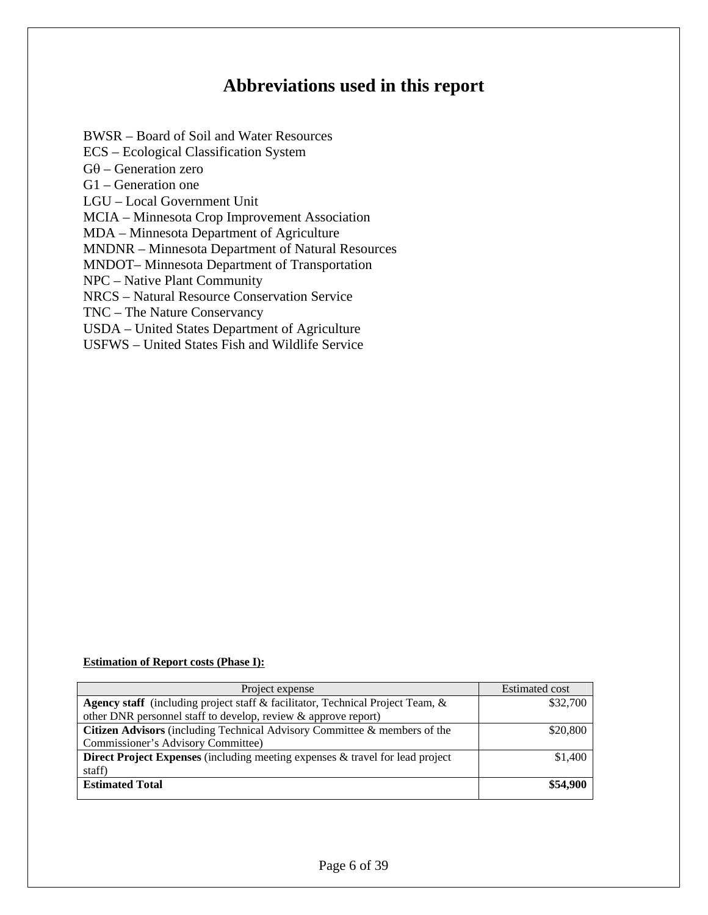# Abbreviations used in this report

BWSR – Board of Soil and Water Resources
ECS – Ecological Classification System
Gθ – Generation zero
G1 – Generation one
LGU – Local Government Unit
MCIA – Minnesota Crop Improvement Association
MDA – Minnesota Department of Agriculture
MNDNR – Minnesota Department of Natural Resources
MNDOT– Minnesota Department of Transportation
NPC – Native Plant Community
NRCS – Natural Resource Conservation Service
TNC – The Nature Conservancy
USDA – United States Department of Agriculture
USFWS – United States Fish and Wildlife Service

**Estimation of Report costs (Phase I):**

| Project expense | Estimated cost |
|---|---|
| **Agency staff** (including project staff & facilitator, Technical Project Team, & other DNR personnel staff to develop, review & approve report) | $32,700 |
| **Citizen Advisors** (including Technical Advisory Committee & members of the Commissioner's Advisory Committee) | $20,800 |
| **Direct Project Expenses** (including meeting expenses & travel for lead project staff) | $1,400 |
| **Estimated Total** | **$54,900** |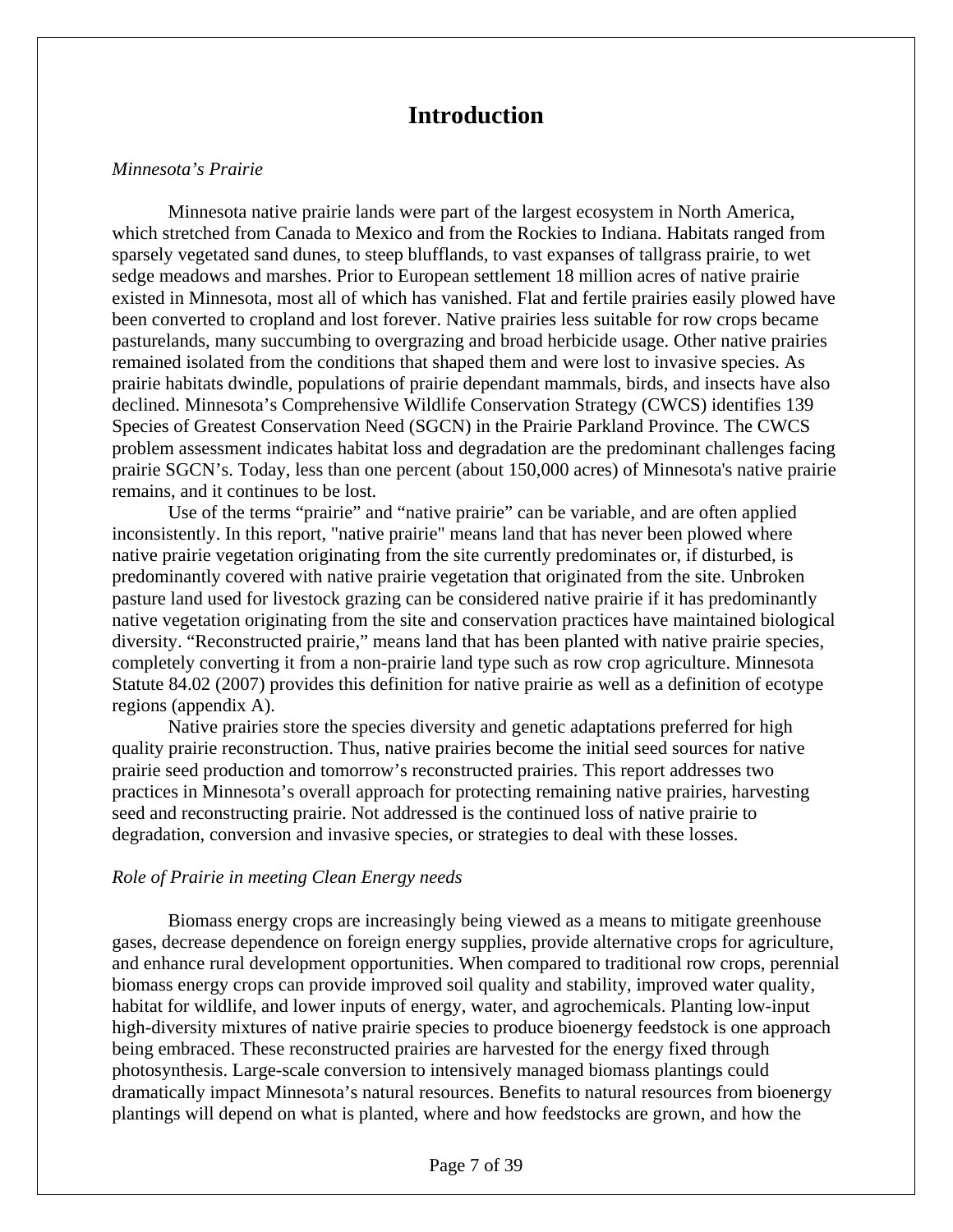# Introduction

*Minnesota's Prairie*

Minnesota native prairie lands were part of the largest ecosystem in North America, which stretched from Canada to Mexico and from the Rockies to Indiana. Habitats ranged from sparsely vegetated sand dunes, to steep blufflands, to vast expanses of tallgrass prairie, to wet sedge meadows and marshes. Prior to European settlement 18 million acres of native prairie existed in Minnesota, most all of which has vanished. Flat and fertile prairies easily plowed have been converted to cropland and lost forever. Native prairies less suitable for row crops became pasturelands, many succumbing to overgrazing and broad herbicide usage. Other native prairies remained isolated from the conditions that shaped them and were lost to invasive species. As prairie habitats dwindle, populations of prairie dependant mammals, birds, and insects have also declined. Minnesota's Comprehensive Wildlife Conservation Strategy (CWCS) identifies 139 Species of Greatest Conservation Need (SGCN) in the Prairie Parkland Province. The CWCS problem assessment indicates habitat loss and degradation are the predominant challenges facing prairie SGCN's. Today, less than one percent (about 150,000 acres) of Minnesota's native prairie remains, and it continues to be lost.

Use of the terms "prairie" and "native prairie" can be variable, and are often applied inconsistently. In this report, "native prairie" means land that has never been plowed where native prairie vegetation originating from the site currently predominates or, if disturbed, is predominantly covered with native prairie vegetation that originated from the site. Unbroken pasture land used for livestock grazing can be considered native prairie if it has predominantly native vegetation originating from the site and conservation practices have maintained biological diversity. "Reconstructed prairie," means land that has been planted with native prairie species, completely converting it from a non-prairie land type such as row crop agriculture. Minnesota Statute 84.02 (2007) provides this definition for native prairie as well as a definition of ecotype regions (appendix A).

Native prairies store the species diversity and genetic adaptations preferred for high quality prairie reconstruction. Thus, native prairies become the initial seed sources for native prairie seed production and tomorrow's reconstructed prairies. This report addresses two practices in Minnesota's overall approach for protecting remaining native prairies, harvesting seed and reconstructing prairie. Not addressed is the continued loss of native prairie to degradation, conversion and invasive species, or strategies to deal with these losses.

*Role of Prairie in meeting Clean Energy needs*

Biomass energy crops are increasingly being viewed as a means to mitigate greenhouse gases, decrease dependence on foreign energy supplies, provide alternative crops for agriculture, and enhance rural development opportunities. When compared to traditional row crops, perennial biomass energy crops can provide improved soil quality and stability, improved water quality, habitat for wildlife, and lower inputs of energy, water, and agrochemicals. Planting low-input high-diversity mixtures of native prairie species to produce bioenergy feedstock is one approach being embraced. These reconstructed prairies are harvested for the energy fixed through photosynthesis. Large-scale conversion to intensively managed biomass plantings could dramatically impact Minnesota's natural resources. Benefits to natural resources from bioenergy plantings will depend on what is planted, where and how feedstocks are grown, and how the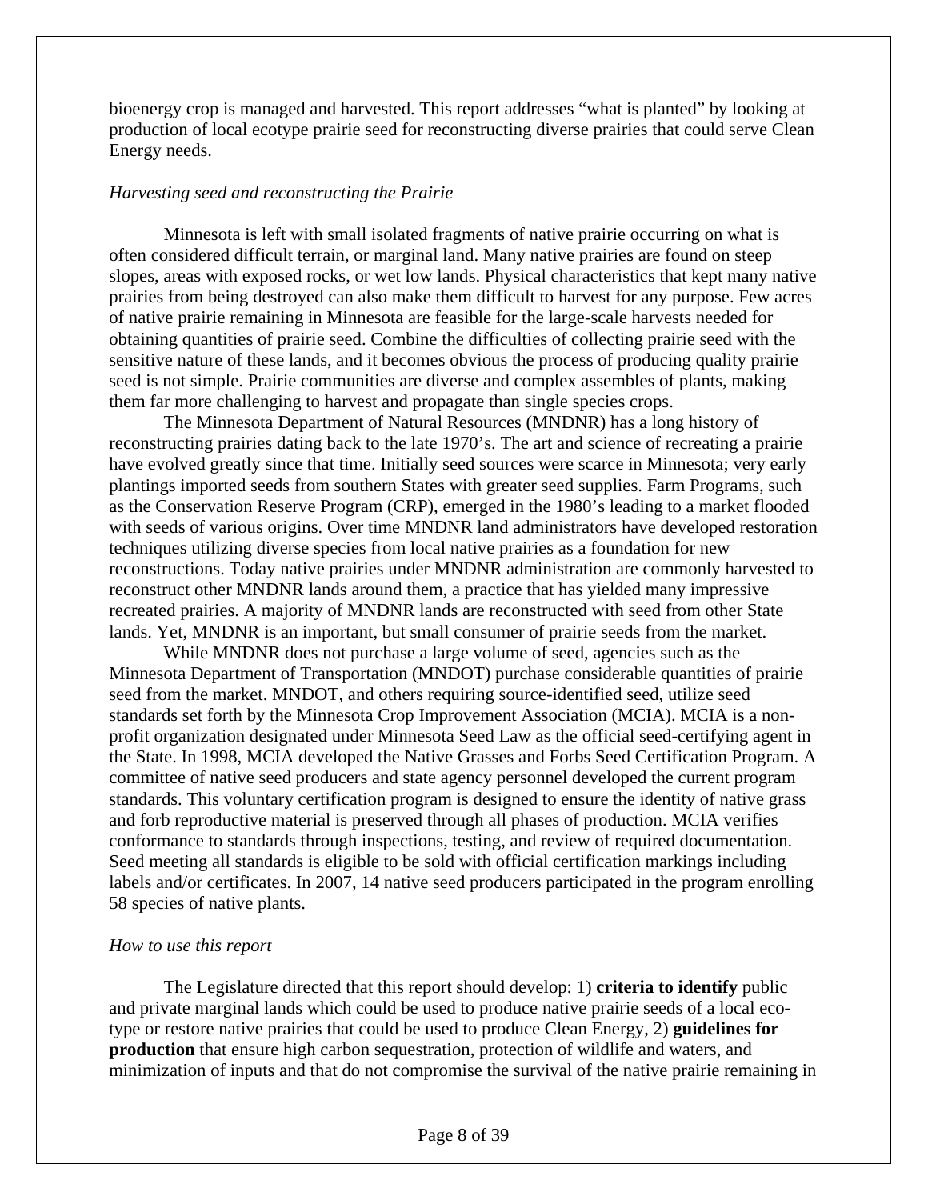bioenergy crop is managed and harvested. This report addresses "what is planted" by looking at production of local ecotype prairie seed for reconstructing diverse prairies that could serve Clean Energy needs.

*Harvesting seed and reconstructing the Prairie*

Minnesota is left with small isolated fragments of native prairie occurring on what is often considered difficult terrain, or marginal land. Many native prairies are found on steep slopes, areas with exposed rocks, or wet low lands. Physical characteristics that kept many native prairies from being destroyed can also make them difficult to harvest for any purpose. Few acres of native prairie remaining in Minnesota are feasible for the large-scale harvests needed for obtaining quantities of prairie seed. Combine the difficulties of collecting prairie seed with the sensitive nature of these lands, and it becomes obvious the process of producing quality prairie seed is not simple. Prairie communities are diverse and complex assembles of plants, making them far more challenging to harvest and propagate than single species crops.

The Minnesota Department of Natural Resources (MNDNR) has a long history of reconstructing prairies dating back to the late 1970's. The art and science of recreating a prairie have evolved greatly since that time. Initially seed sources were scarce in Minnesota; very early plantings imported seeds from southern States with greater seed supplies. Farm Programs, such as the Conservation Reserve Program (CRP), emerged in the 1980's leading to a market flooded with seeds of various origins. Over time MNDNR land administrators have developed restoration techniques utilizing diverse species from local native prairies as a foundation for new reconstructions. Today native prairies under MNDNR administration are commonly harvested to reconstruct other MNDNR lands around them, a practice that has yielded many impressive recreated prairies. A majority of MNDNR lands are reconstructed with seed from other State lands. Yet, MNDNR is an important, but small consumer of prairie seeds from the market.

While MNDNR does not purchase a large volume of seed, agencies such as the Minnesota Department of Transportation (MNDOT) purchase considerable quantities of prairie seed from the market. MNDOT, and others requiring source-identified seed, utilize seed standards set forth by the Minnesota Crop Improvement Association (MCIA). MCIA is a non-profit organization designated under Minnesota Seed Law as the official seed-certifying agent in the State. In 1998, MCIA developed the Native Grasses and Forbs Seed Certification Program. A committee of native seed producers and state agency personnel developed the current program standards. This voluntary certification program is designed to ensure the identity of native grass and forb reproductive material is preserved through all phases of production. MCIA verifies conformance to standards through inspections, testing, and review of required documentation. Seed meeting all standards is eligible to be sold with official certification markings including labels and/or certificates. In 2007, 14 native seed producers participated in the program enrolling 58 species of native plants.

*How to use this report*

The Legislature directed that this report should develop: 1) **criteria to identify** public and private marginal lands which could be used to produce native prairie seeds of a local eco-type or restore native prairies that could be used to produce Clean Energy, 2) **guidelines for production** that ensure high carbon sequestration, protection of wildlife and waters, and minimization of inputs and that do not compromise the survival of the native prairie remaining in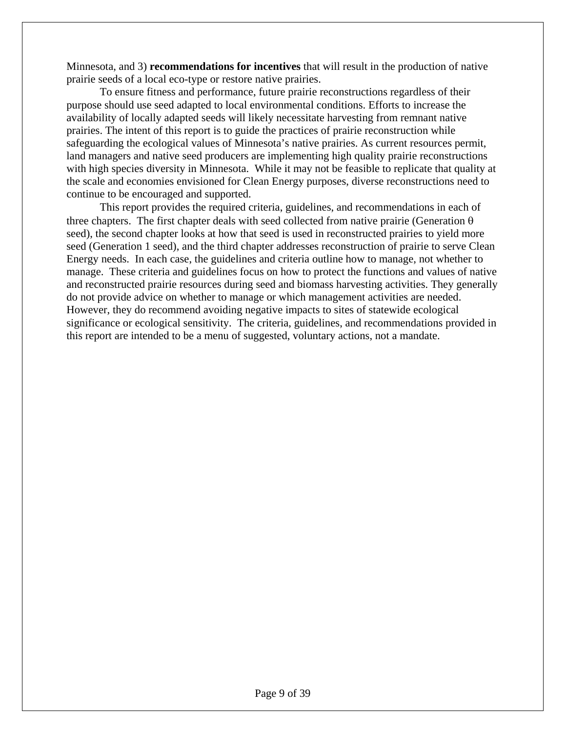Minnesota, and 3) **recommendations for incentives** that will result in the production of native prairie seeds of a local eco-type or restore native prairies.

To ensure fitness and performance, future prairie reconstructions regardless of their purpose should use seed adapted to local environmental conditions. Efforts to increase the availability of locally adapted seeds will likely necessitate harvesting from remnant native prairies. The intent of this report is to guide the practices of prairie reconstruction while safeguarding the ecological values of Minnesota's native prairies. As current resources permit, land managers and native seed producers are implementing high quality prairie reconstructions with high species diversity in Minnesota. While it may not be feasible to replicate that quality at the scale and economies envisioned for Clean Energy purposes, diverse reconstructions need to continue to be encouraged and supported.

This report provides the required criteria, guidelines, and recommendations in each of three chapters. The first chapter deals with seed collected from native prairie (Generation θ seed), the second chapter looks at how that seed is used in reconstructed prairies to yield more seed (Generation 1 seed), and the third chapter addresses reconstruction of prairie to serve Clean Energy needs. In each case, the guidelines and criteria outline how to manage, not whether to manage. These criteria and guidelines focus on how to protect the functions and values of native and reconstructed prairie resources during seed and biomass harvesting activities. They generally do not provide advice on whether to manage or which management activities are needed. However, they do recommend avoiding negative impacts to sites of statewide ecological significance or ecological sensitivity. The criteria, guidelines, and recommendations provided in this report are intended to be a menu of suggested, voluntary actions, not a mandate.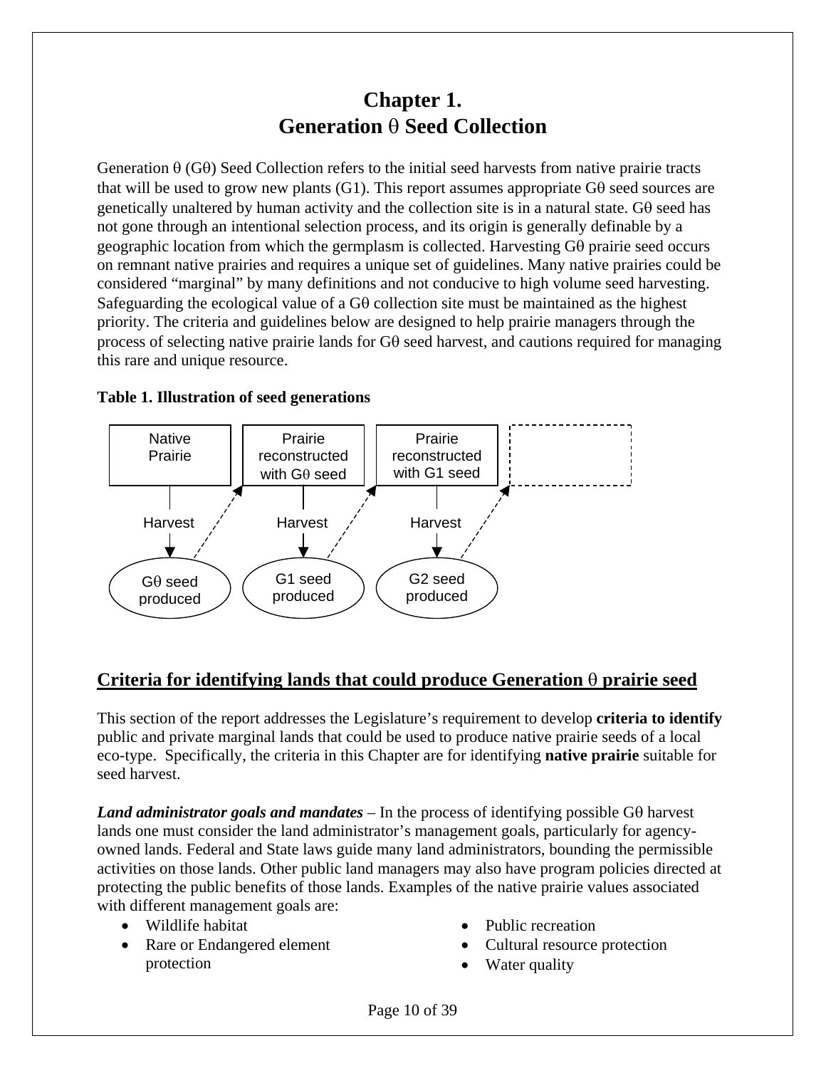# Chapter 1.
# Generation θ Seed Collection

Generation θ (Gθ) Seed Collection refers to the initial seed harvests from native prairie tracts that will be used to grow new plants (G1). This report assumes appropriate Gθ seed sources are genetically unaltered by human activity and the collection site is in a natural state. Gθ seed has not gone through an intentional selection process, and its origin is generally definable by a geographic location from which the germplasm is collected. Harvesting Gθ prairie seed occurs on remnant native prairies and requires a unique set of guidelines. Many native prairies could be considered "marginal" by many definitions and not conducive to high volume seed harvesting. Safeguarding the ecological value of a Gθ collection site must be maintained as the highest priority. The criteria and guidelines below are designed to help prairie managers through the process of selecting native prairie lands for Gθ seed harvest, and cautions required for managing this rare and unique resource.

**Table 1. Illustration of seed generations**

| Native Prairie | Prairie reconstructed with Gθ seed | Prairie reconstructed with G1 seed | |
|---|---|---|---|
| Harvest | Harvest | Harvest | |
| Gθ seed produced | G1 seed produced | G2 seed produced | |

## Criteria for identifying lands that could produce Generation θ prairie seed

This section of the report addresses the Legislature's requirement to develop **criteria to identify** public and private marginal lands that could be used to produce native prairie seeds of a local eco-type. Specifically, the criteria in this Chapter are for identifying **native prairie** suitable for seed harvest.

***Land administrator goals and mandates*** – In the process of identifying possible Gθ harvest lands one must consider the land administrator's management goals, particularly for agency-owned lands. Federal and State laws guide many land administrators, bounding the permissible activities on those lands. Other public land managers may also have program policies directed at protecting the public benefits of those lands. Examples of the native prairie values associated with different management goals are:

- Wildlife habitat
- Rare or Endangered element protection
- Public recreation
- Cultural resource protection
- Water quality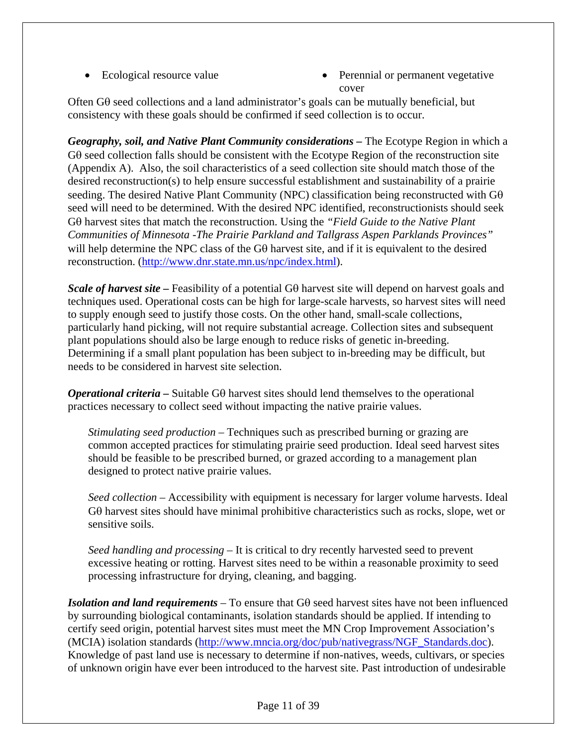- Ecological resource value
- Perennial or permanent vegetative cover

Often Gθ seed collections and a land administrator's goals can be mutually beneficial, but consistency with these goals should be confirmed if seed collection is to occur.

***Geography, soil, and Native Plant Community considerations –*** The Ecotype Region in which a Gθ seed collection falls should be consistent with the Ecotype Region of the reconstruction site (Appendix A). Also, the soil characteristics of a seed collection site should match those of the desired reconstruction(s) to help ensure successful establishment and sustainability of a prairie seeding. The desired Native Plant Community (NPC) classification being reconstructed with Gθ seed will need to be determined. With the desired NPC identified, reconstructionists should seek Gθ harvest sites that match the reconstruction. Using the *"Field Guide to the Native Plant Communities of Minnesota -The Prairie Parkland and Tallgrass Aspen Parklands Provinces"* will help determine the NPC class of the Gθ harvest site, and if it is equivalent to the desired reconstruction. (http://www.dnr.state.mn.us/npc/index.html).

***Scale of harvest site –*** Feasibility of a potential Gθ harvest site will depend on harvest goals and techniques used. Operational costs can be high for large-scale harvests, so harvest sites will need to supply enough seed to justify those costs. On the other hand, small-scale collections, particularly hand picking, will not require substantial acreage. Collection sites and subsequent plant populations should also be large enough to reduce risks of genetic in-breeding. Determining if a small plant population has been subject to in-breeding may be difficult, but needs to be considered in harvest site selection.

***Operational criteria –*** Suitable Gθ harvest sites should lend themselves to the operational practices necessary to collect seed without impacting the native prairie values.

> *Stimulating seed production* – Techniques such as prescribed burning or grazing are common accepted practices for stimulating prairie seed production. Ideal seed harvest sites should be feasible to be prescribed burned, or grazed according to a management plan designed to protect native prairie values.
>
> *Seed collection* – Accessibility with equipment is necessary for larger volume harvests. Ideal Gθ harvest sites should have minimal prohibitive characteristics such as rocks, slope, wet or sensitive soils.
>
> *Seed handling and processing* – It is critical to dry recently harvested seed to prevent excessive heating or rotting. Harvest sites need to be within a reasonable proximity to seed processing infrastructure for drying, cleaning, and bagging.

***Isolation and land requirements*** – To ensure that Gθ seed harvest sites have not been influenced by surrounding biological contaminants, isolation standards should be applied. If intending to certify seed origin, potential harvest sites must meet the MN Crop Improvement Association's (MCIA) isolation standards (http://www.mncia.org/doc/pub/nativegrass/NGF_Standards.doc). Knowledge of past land use is necessary to determine if non-natives, weeds, cultivars, or species of unknown origin have ever been introduced to the harvest site. Past introduction of undesirable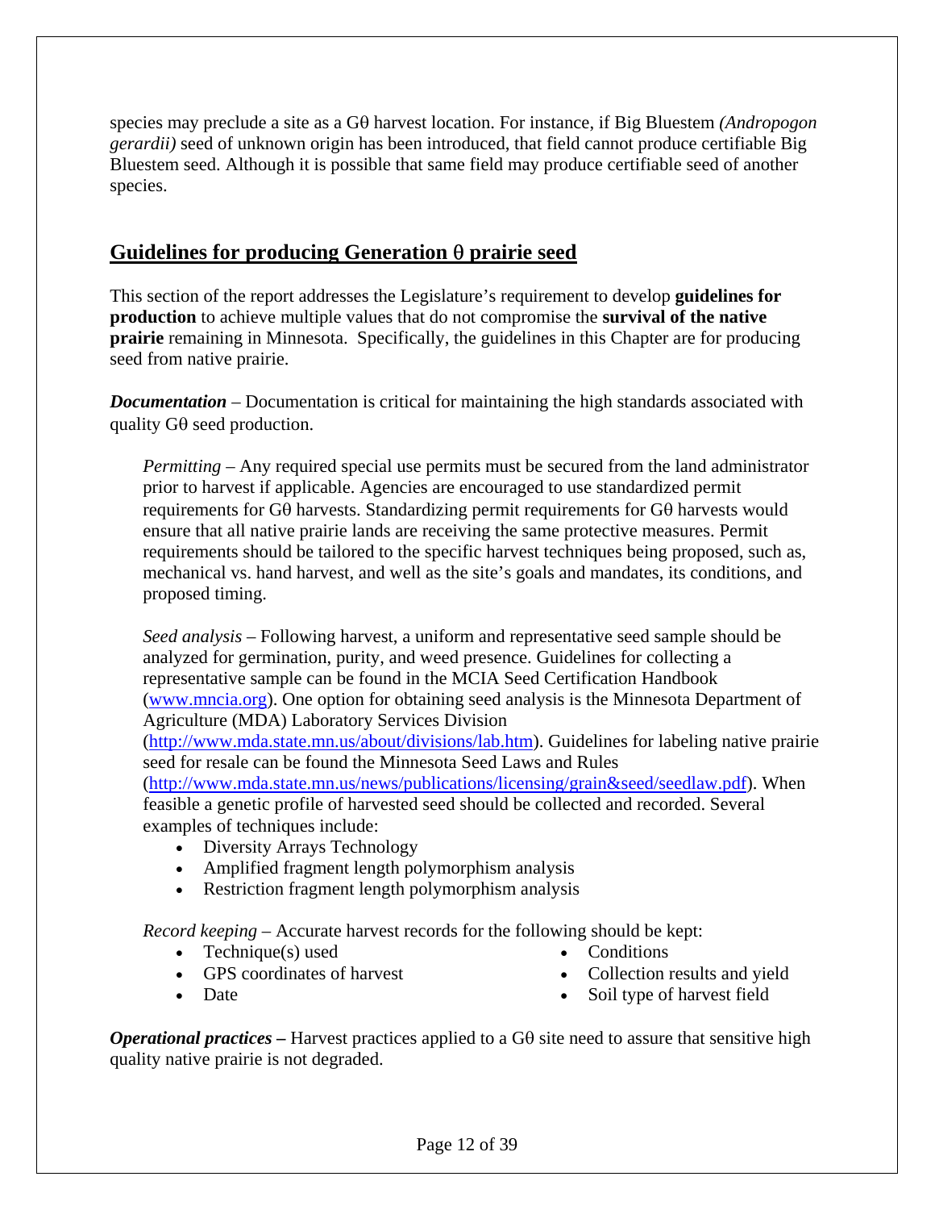species may preclude a site as a Gθ harvest location. For instance, if Big Bluestem *(Andropogon gerardii)* seed of unknown origin has been introduced, that field cannot produce certifiable Big Bluestem seed. Although it is possible that same field may produce certifiable seed of another species.

## Guidelines for producing Generation θ prairie seed

This section of the report addresses the Legislature's requirement to develop **guidelines for production** to achieve multiple values that do not compromise the **survival of the native prairie** remaining in Minnesota. Specifically, the guidelines in this Chapter are for producing seed from native prairie.

***Documentation*** – Documentation is critical for maintaining the high standards associated with quality Gθ seed production.

*Permitting* – Any required special use permits must be secured from the land administrator prior to harvest if applicable. Agencies are encouraged to use standardized permit requirements for Gθ harvests. Standardizing permit requirements for Gθ harvests would ensure that all native prairie lands are receiving the same protective measures. Permit requirements should be tailored to the specific harvest techniques being proposed, such as, mechanical vs. hand harvest, and well as the site's goals and mandates, its conditions, and proposed timing.

*Seed analysis* – Following harvest, a uniform and representative seed sample should be analyzed for germination, purity, and weed presence. Guidelines for collecting a representative sample can be found in the MCIA Seed Certification Handbook (www.mncia.org). One option for obtaining seed analysis is the Minnesota Department of Agriculture (MDA) Laboratory Services Division (http://www.mda.state.mn.us/about/divisions/lab.htm). Guidelines for labeling native prairie seed for resale can be found the Minnesota Seed Laws and Rules (http://www.mda.state.mn.us/news/publications/licensing/grain&seed/seedlaw.pdf). When feasible a genetic profile of harvested seed should be collected and recorded. Several examples of techniques include:

- Diversity Arrays Technology
- Amplified fragment length polymorphism analysis
- Restriction fragment length polymorphism analysis

*Record keeping* – Accurate harvest records for the following should be kept:

- Technique(s) used
- GPS coordinates of harvest
- Date
- Conditions
- Collection results and yield
- Soil type of harvest field

***Operational practices –*** Harvest practices applied to a Gθ site need to assure that sensitive high quality native prairie is not degraded.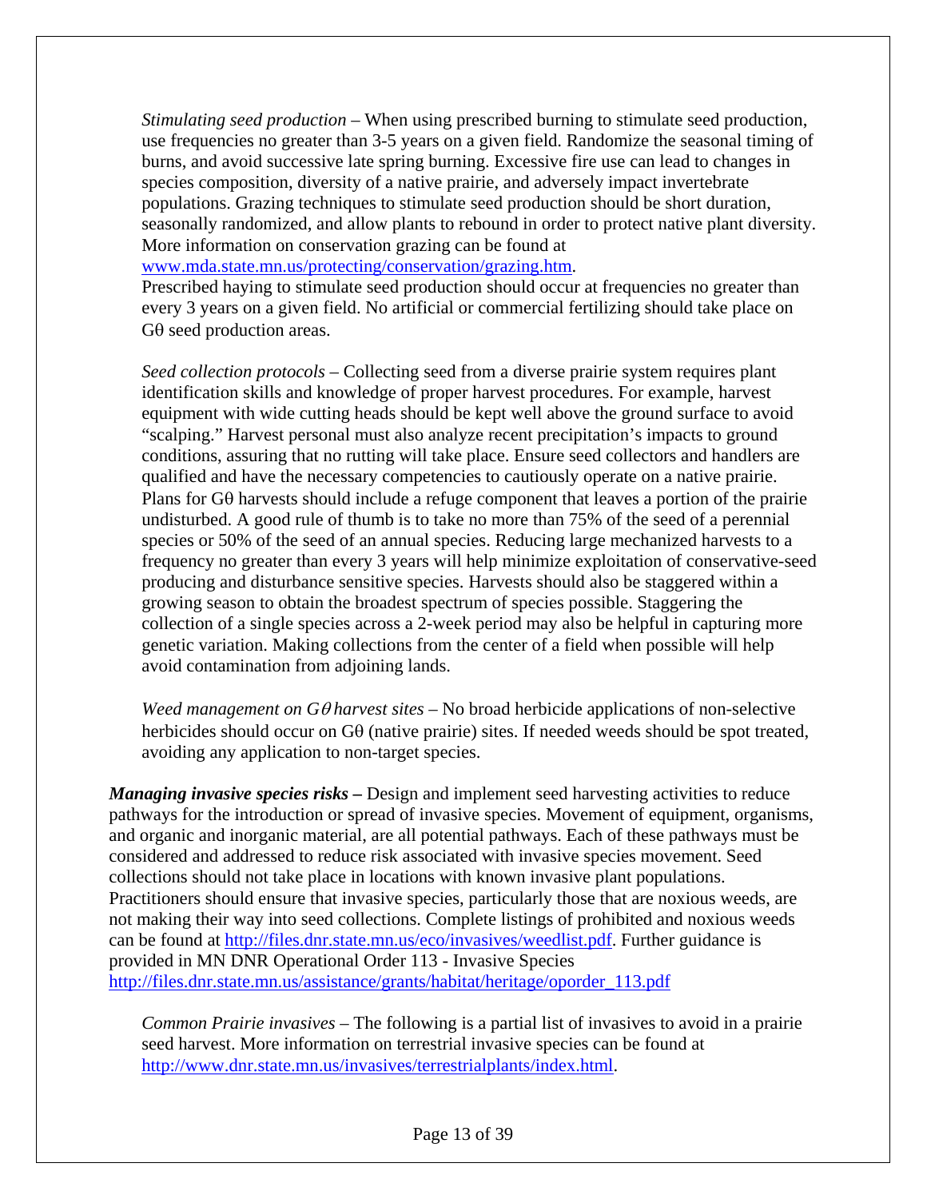*Stimulating seed production* – When using prescribed burning to stimulate seed production, use frequencies no greater than 3-5 years on a given field. Randomize the seasonal timing of burns, and avoid successive late spring burning. Excessive fire use can lead to changes in species composition, diversity of a native prairie, and adversely impact invertebrate populations. Grazing techniques to stimulate seed production should be short duration, seasonally randomized, and allow plants to rebound in order to protect native plant diversity. More information on conservation grazing can be found at [www.mda.state.mn.us/protecting/conservation/grazing.htm](www.mda.state.mn.us/protecting/conservation/grazing.htm).
Prescribed haying to stimulate seed production should occur at frequencies no greater than every 3 years on a given field. No artificial or commercial fertilizing should take place on Gθ seed production areas.

*Seed collection protocols* – Collecting seed from a diverse prairie system requires plant identification skills and knowledge of proper harvest procedures. For example, harvest equipment with wide cutting heads should be kept well above the ground surface to avoid "scalping." Harvest personal must also analyze recent precipitation's impacts to ground conditions, assuring that no rutting will take place. Ensure seed collectors and handlers are qualified and have the necessary competencies to cautiously operate on a native prairie. Plans for Gθ harvests should include a refuge component that leaves a portion of the prairie undisturbed. A good rule of thumb is to take no more than 75% of the seed of a perennial species or 50% of the seed of an annual species. Reducing large mechanized harvests to a frequency no greater than every 3 years will help minimize exploitation of conservative-seed producing and disturbance sensitive species. Harvests should also be staggered within a growing season to obtain the broadest spectrum of species possible. Staggering the collection of a single species across a 2-week period may also be helpful in capturing more genetic variation. Making collections from the center of a field when possible will help avoid contamination from adjoining lands.

*Weed management on Gθ harvest sites* – No broad herbicide applications of non-selective herbicides should occur on Gθ (native prairie) sites. If needed weeds should be spot treated, avoiding any application to non-target species.

***Managing invasive species risks*** **–** Design and implement seed harvesting activities to reduce pathways for the introduction or spread of invasive species. Movement of equipment, organisms, and organic and inorganic material, are all potential pathways. Each of these pathways must be considered and addressed to reduce risk associated with invasive species movement. Seed collections should not take place in locations with known invasive plant populations. Practitioners should ensure that invasive species, particularly those that are noxious weeds, are not making their way into seed collections. Complete listings of prohibited and noxious weeds can be found at [http://files.dnr.state.mn.us/eco/invasives/weedlist.pdf](http://files.dnr.state.mn.us/eco/invasives/weedlist.pdf). Further guidance is provided in MN DNR Operational Order 113 - Invasive Species [http://files.dnr.state.mn.us/assistance/grants/habitat/heritage/oporder_113.pdf](http://files.dnr.state.mn.us/assistance/grants/habitat/heritage/oporder_113.pdf)

*Common Prairie invasives* – The following is a partial list of invasives to avoid in a prairie seed harvest. More information on terrestrial invasive species can be found at [http://www.dnr.state.mn.us/invasives/terrestrialplants/index.html](http://www.dnr.state.mn.us/invasives/terrestrialplants/index.html).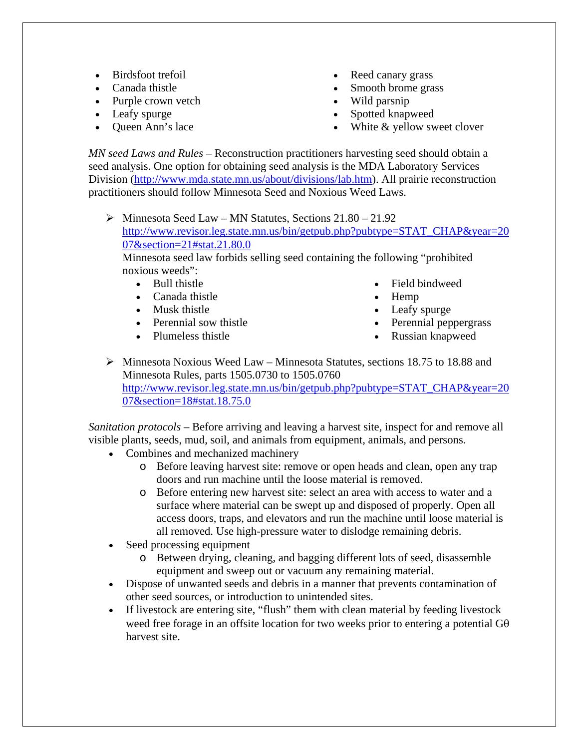- Birdsfoot trefoil
- Canada thistle
- Purple crown vetch
- Leafy spurge
- Queen Ann's lace
- Reed canary grass
- Smooth brome grass
- Wild parsnip
- Spotted knapweed
- White & yellow sweet clover

*MN seed Laws and Rules* – Reconstruction practitioners harvesting seed should obtain a seed analysis. One option for obtaining seed analysis is the MDA Laboratory Services Division (http://www.mda.state.mn.us/about/divisions/lab.htm). All prairie reconstruction practitioners should follow Minnesota Seed and Noxious Weed Laws.

- Minnesota Seed Law – MN Statutes, Sections 21.80 – 21.92
  http://www.revisor.leg.state.mn.us/bin/getpub.php?pubtype=STAT_CHAP&year=2007&section=21#stat.21.80.0
  Minnesota seed law forbids selling seed containing the following "prohibited noxious weeds":
  - Bull thistle
  - Canada thistle
  - Musk thistle
  - Perennial sow thistle
  - Plumeless thistle
  - Field bindweed
  - Hemp
  - Leafy spurge
  - Perennial peppergrass
  - Russian knapweed
- Minnesota Noxious Weed Law – Minnesota Statutes, sections 18.75 to 18.88 and Minnesota Rules, parts 1505.0730 to 1505.0760
  http://www.revisor.leg.state.mn.us/bin/getpub.php?pubtype=STAT_CHAP&year=2007&section=18#stat.18.75.0

*Sanitation protocols* – Before arriving and leaving a harvest site, inspect for and remove all visible plants, seeds, mud, soil, and animals from equipment, animals, and persons.

- Combines and mechanized machinery
  - Before leaving harvest site: remove or open heads and clean, open any trap doors and run machine until the loose material is removed.
  - Before entering new harvest site: select an area with access to water and a surface where material can be swept up and disposed of properly. Open all access doors, traps, and elevators and run the machine until loose material is all removed. Use high-pressure water to dislodge remaining debris.
- Seed processing equipment
  - Between drying, cleaning, and bagging different lots of seed, disassemble equipment and sweep out or vacuum any remaining material.
- Dispose of unwanted seeds and debris in a manner that prevents contamination of other seed sources, or introduction to unintended sites.
- If livestock are entering site, "flush" them with clean material by feeding livestock weed free forage in an offsite location for two weeks prior to entering a potential Gθ harvest site.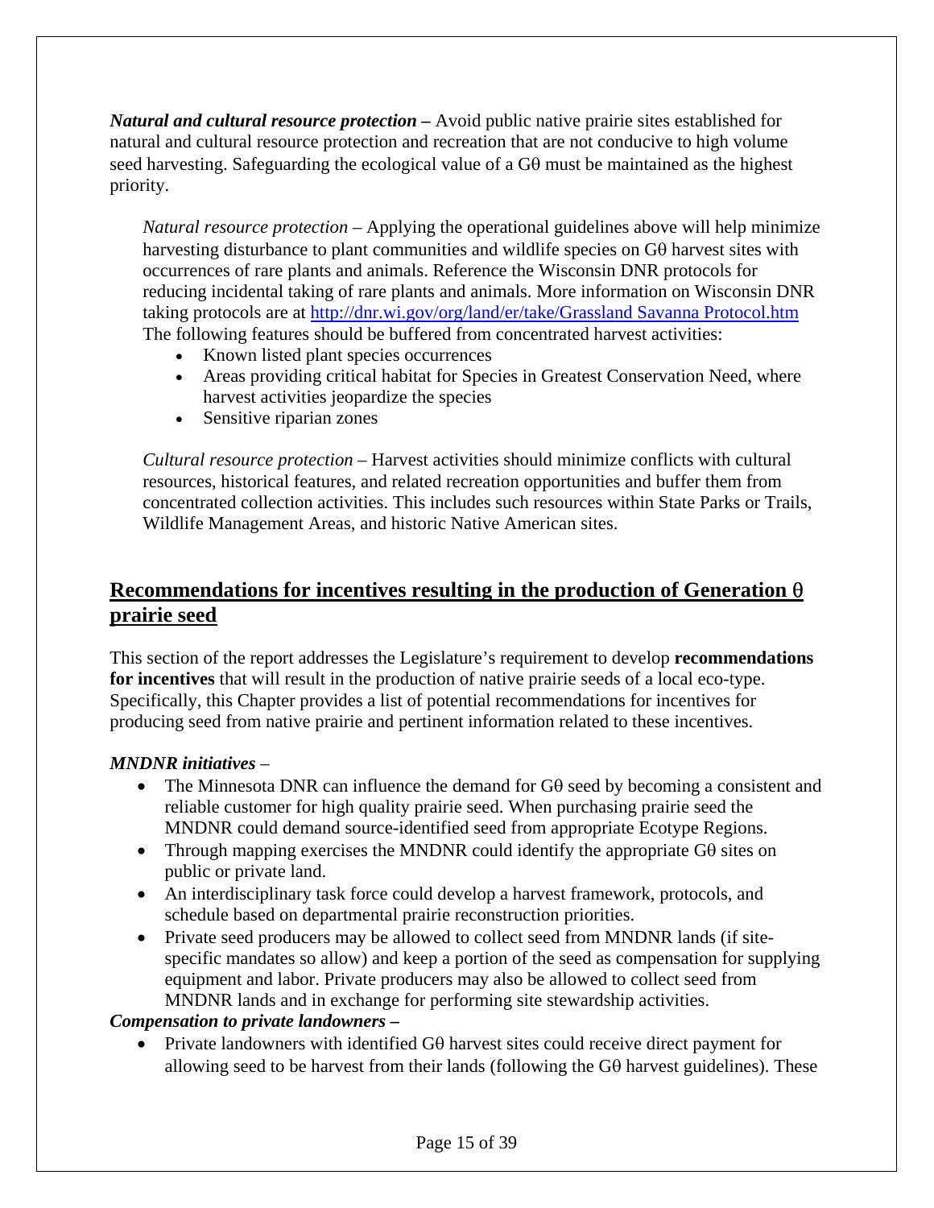***Natural and cultural resource protection*** **–** Avoid public native prairie sites established for natural and cultural resource protection and recreation that are not conducive to high volume seed harvesting. Safeguarding the ecological value of a Gθ must be maintained as the highest priority.

*Natural resource protection* – Applying the operational guidelines above will help minimize harvesting disturbance to plant communities and wildlife species on Gθ harvest sites with occurrences of rare plants and animals. Reference the Wisconsin DNR protocols for reducing incidental taking of rare plants and animals. More information on Wisconsin DNR taking protocols are at [http://dnr.wi.gov/org/land/er/take/Grassland Savanna Protocol.htm](http://dnr.wi.gov/org/land/er/take/Grassland Savanna Protocol.htm) The following features should be buffered from concentrated harvest activities:

- Known listed plant species occurrences
- Areas providing critical habitat for Species in Greatest Conservation Need, where harvest activities jeopardize the species
- Sensitive riparian zones

*Cultural resource protection* – Harvest activities should minimize conflicts with cultural resources, historical features, and related recreation opportunities and buffer them from concentrated collection activities. This includes such resources within State Parks or Trails, Wildlife Management Areas, and historic Native American sites.

## Recommendations for incentives resulting in the production of Generation θ prairie seed

This section of the report addresses the Legislature's requirement to develop **recommendations for incentives** that will result in the production of native prairie seeds of a local eco-type. Specifically, this Chapter provides a list of potential recommendations for incentives for producing seed from native prairie and pertinent information related to these incentives.

***MNDNR initiatives*** –

- The Minnesota DNR can influence the demand for Gθ seed by becoming a consistent and reliable customer for high quality prairie seed. When purchasing prairie seed the MNDNR could demand source-identified seed from appropriate Ecotype Regions.
- Through mapping exercises the MNDNR could identify the appropriate Gθ sites on public or private land.
- An interdisciplinary task force could develop a harvest framework, protocols, and schedule based on departmental prairie reconstruction priorities.
- Private seed producers may be allowed to collect seed from MNDNR lands (if site-specific mandates so allow) and keep a portion of the seed as compensation for supplying equipment and labor. Private producers may also be allowed to collect seed from MNDNR lands and in exchange for performing site stewardship activities.

***Compensation to private landowners –***

- Private landowners with identified Gθ harvest sites could receive direct payment for allowing seed to be harvest from their lands (following the Gθ harvest guidelines). These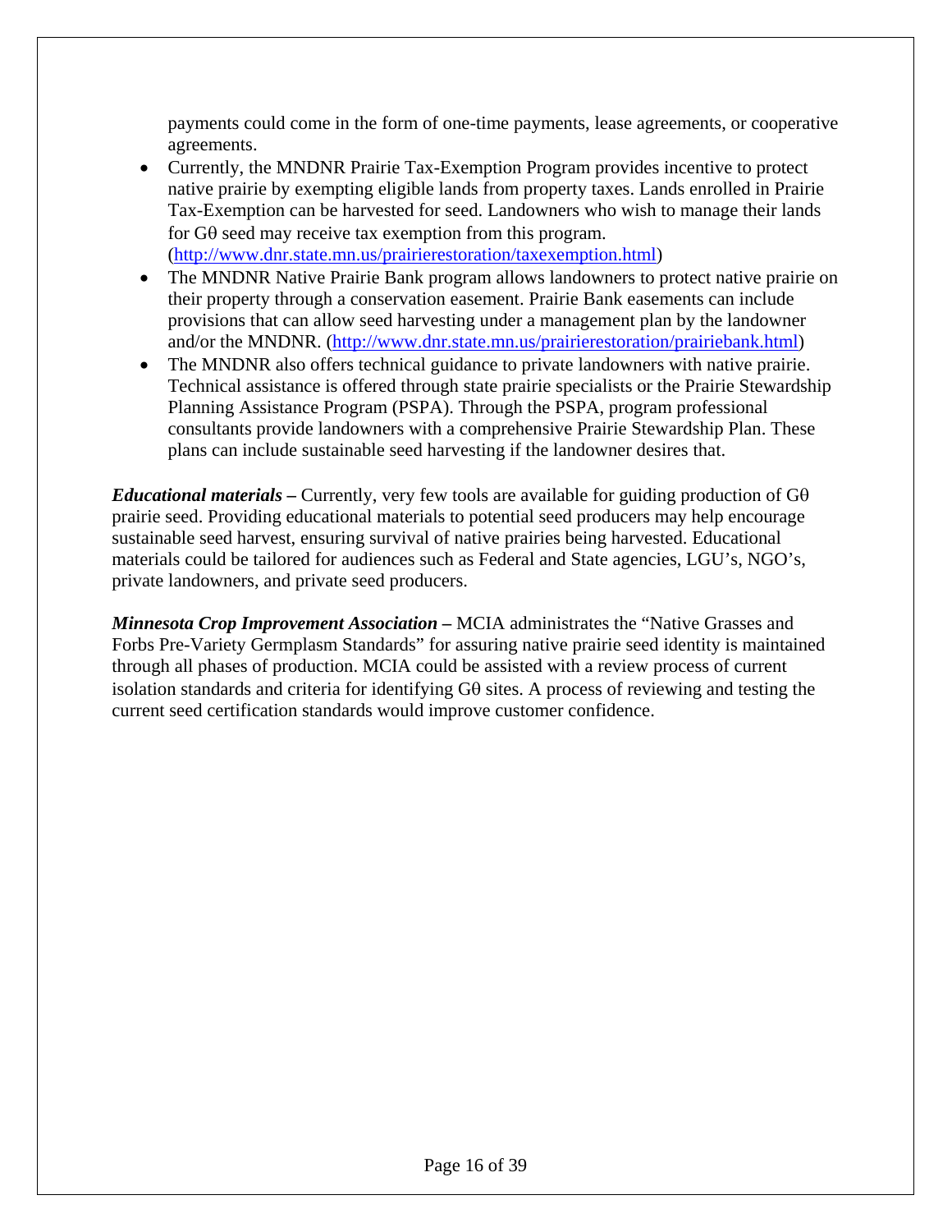payments could come in the form of one-time payments, lease agreements, or cooperative agreements.

- Currently, the MNDNR Prairie Tax-Exemption Program provides incentive to protect native prairie by exempting eligible lands from property taxes. Lands enrolled in Prairie Tax-Exemption can be harvested for seed. Landowners who wish to manage their lands for Gθ seed may receive tax exemption from this program. (http://www.dnr.state.mn.us/prairierestoration/taxexemption.html)
- The MNDNR Native Prairie Bank program allows landowners to protect native prairie on their property through a conservation easement. Prairie Bank easements can include provisions that can allow seed harvesting under a management plan by the landowner and/or the MNDNR. (http://www.dnr.state.mn.us/prairierestoration/prairiebank.html)
- The MNDNR also offers technical guidance to private landowners with native prairie. Technical assistance is offered through state prairie specialists or the Prairie Stewardship Planning Assistance Program (PSPA). Through the PSPA, program professional consultants provide landowners with a comprehensive Prairie Stewardship Plan. These plans can include sustainable seed harvesting if the landowner desires that.

***Educational materials –*** Currently, very few tools are available for guiding production of Gθ prairie seed. Providing educational materials to potential seed producers may help encourage sustainable seed harvest, ensuring survival of native prairies being harvested. Educational materials could be tailored for audiences such as Federal and State agencies, LGU's, NGO's, private landowners, and private seed producers.

***Minnesota Crop Improvement Association –*** MCIA administrates the "Native Grasses and Forbs Pre-Variety Germplasm Standards" for assuring native prairie seed identity is maintained through all phases of production. MCIA could be assisted with a review process of current isolation standards and criteria for identifying Gθ sites. A process of reviewing and testing the current seed certification standards would improve customer confidence.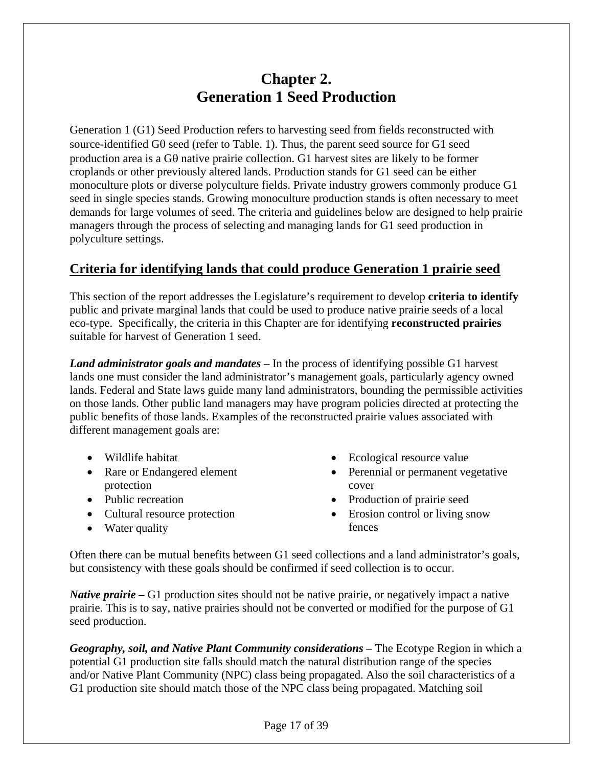# Chapter 2.
# Generation 1 Seed Production

Generation 1 (G1) Seed Production refers to harvesting seed from fields reconstructed with source-identified Gθ seed (refer to Table. 1). Thus, the parent seed source for G1 seed production area is a Gθ native prairie collection. G1 harvest sites are likely to be former croplands or other previously altered lands. Production stands for G1 seed can be either monoculture plots or diverse polyculture fields. Private industry growers commonly produce G1 seed in single species stands. Growing monoculture production stands is often necessary to meet demands for large volumes of seed. The criteria and guidelines below are designed to help prairie managers through the process of selecting and managing lands for G1 seed production in polyculture settings.

## Criteria for identifying lands that could produce Generation 1 prairie seed

This section of the report addresses the Legislature's requirement to develop **criteria to identify** public and private marginal lands that could be used to produce native prairie seeds of a local eco-type. Specifically, the criteria in this Chapter are for identifying **reconstructed prairies** suitable for harvest of Generation 1 seed.

***Land administrator goals and mandates*** – In the process of identifying possible G1 harvest lands one must consider the land administrator's management goals, particularly agency owned lands. Federal and State laws guide many land administrators, bounding the permissible activities on those lands. Other public land managers may have program policies directed at protecting the public benefits of those lands. Examples of the reconstructed prairie values associated with different management goals are:

- Wildlife habitat
- Rare or Endangered element protection
- Public recreation
- Cultural resource protection
- Water quality
- Ecological resource value
- Perennial or permanent vegetative cover
- Production of prairie seed
- Erosion control or living snow fences

Often there can be mutual benefits between G1 seed collections and a land administrator's goals, but consistency with these goals should be confirmed if seed collection is to occur.

***Native prairie –*** G1 production sites should not be native prairie, or negatively impact a native prairie. This is to say, native prairies should not be converted or modified for the purpose of G1 seed production.

***Geography, soil, and Native Plant Community considerations –*** The Ecotype Region in which a potential G1 production site falls should match the natural distribution range of the species and/or Native Plant Community (NPC) class being propagated. Also the soil characteristics of a G1 production site should match those of the NPC class being propagated. Matching soil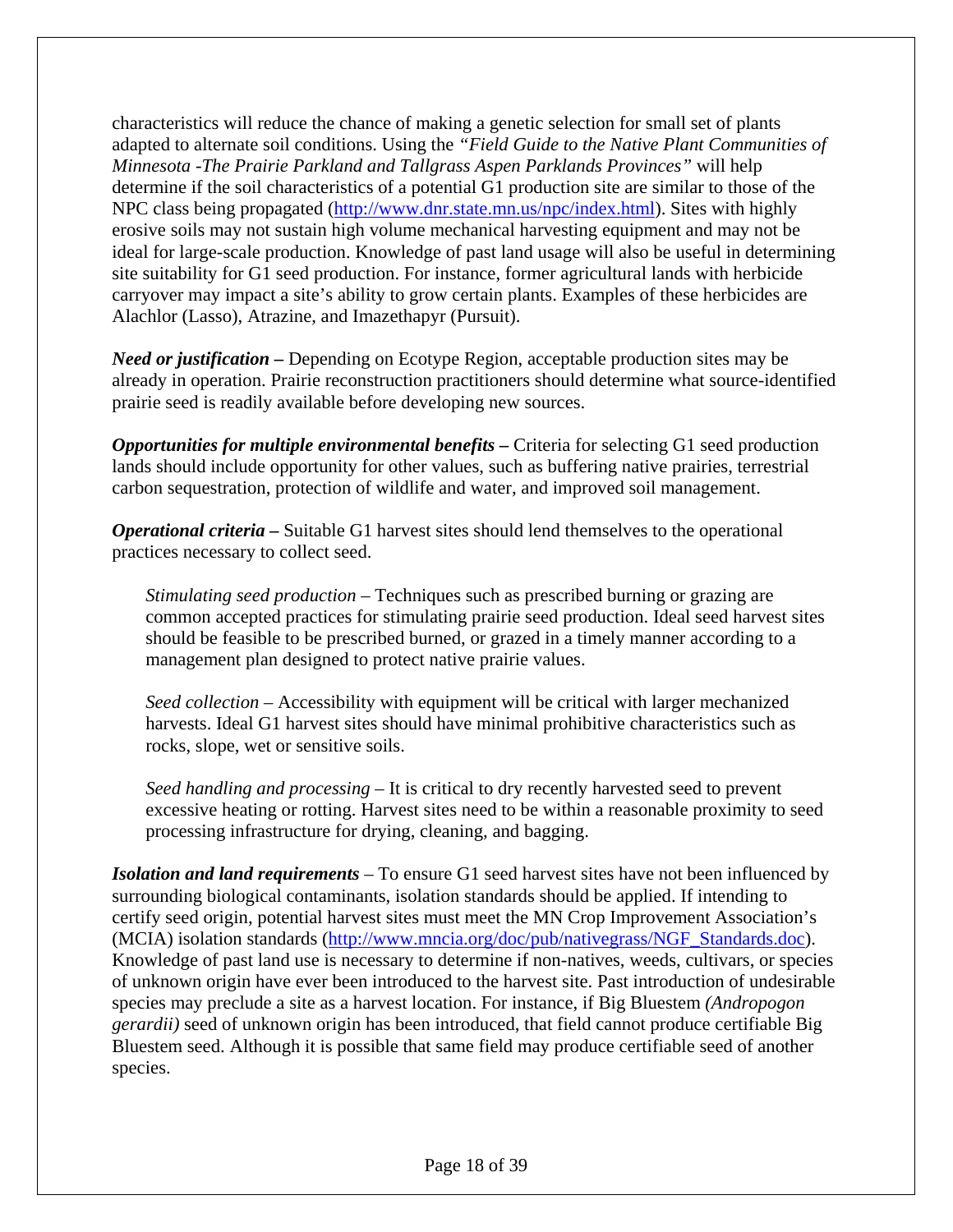characteristics will reduce the chance of making a genetic selection for small set of plants adapted to alternate soil conditions. Using the *"Field Guide to the Native Plant Communities of Minnesota -The Prairie Parkland and Tallgrass Aspen Parklands Provinces"* will help determine if the soil characteristics of a potential G1 production site are similar to those of the NPC class being propagated (http://www.dnr.state.mn.us/npc/index.html). Sites with highly erosive soils may not sustain high volume mechanical harvesting equipment and may not be ideal for large-scale production. Knowledge of past land usage will also be useful in determining site suitability for G1 seed production. For instance, former agricultural lands with herbicide carryover may impact a site's ability to grow certain plants. Examples of these herbicides are Alachlor (Lasso), Atrazine, and Imazethapyr (Pursuit).

***Need or justification* –** Depending on Ecotype Region, acceptable production sites may be already in operation. Prairie reconstruction practitioners should determine what source-identified prairie seed is readily available before developing new sources.

***Opportunities for multiple environmental benefits* –** Criteria for selecting G1 seed production lands should include opportunity for other values, such as buffering native prairies, terrestrial carbon sequestration, protection of wildlife and water, and improved soil management.

***Operational criteria* –** Suitable G1 harvest sites should lend themselves to the operational practices necessary to collect seed.

> *Stimulating seed production* – Techniques such as prescribed burning or grazing are common accepted practices for stimulating prairie seed production. Ideal seed harvest sites should be feasible to be prescribed burned, or grazed in a timely manner according to a management plan designed to protect native prairie values.
>
> *Seed collection* – Accessibility with equipment will be critical with larger mechanized harvests. Ideal G1 harvest sites should have minimal prohibitive characteristics such as rocks, slope, wet or sensitive soils.
>
> *Seed handling and processing* – It is critical to dry recently harvested seed to prevent excessive heating or rotting. Harvest sites need to be within a reasonable proximity to seed processing infrastructure for drying, cleaning, and bagging.

***Isolation and land requirements*** – To ensure G1 seed harvest sites have not been influenced by surrounding biological contaminants, isolation standards should be applied. If intending to certify seed origin, potential harvest sites must meet the MN Crop Improvement Association's (MCIA) isolation standards (http://www.mncia.org/doc/pub/nativegrass/NGF_Standards.doc). Knowledge of past land use is necessary to determine if non-natives, weeds, cultivars, or species of unknown origin have ever been introduced to the harvest site. Past introduction of undesirable species may preclude a site as a harvest location. For instance, if Big Bluestem *(Andropogon gerardii)* seed of unknown origin has been introduced, that field cannot produce certifiable Big Bluestem seed. Although it is possible that same field may produce certifiable seed of another species.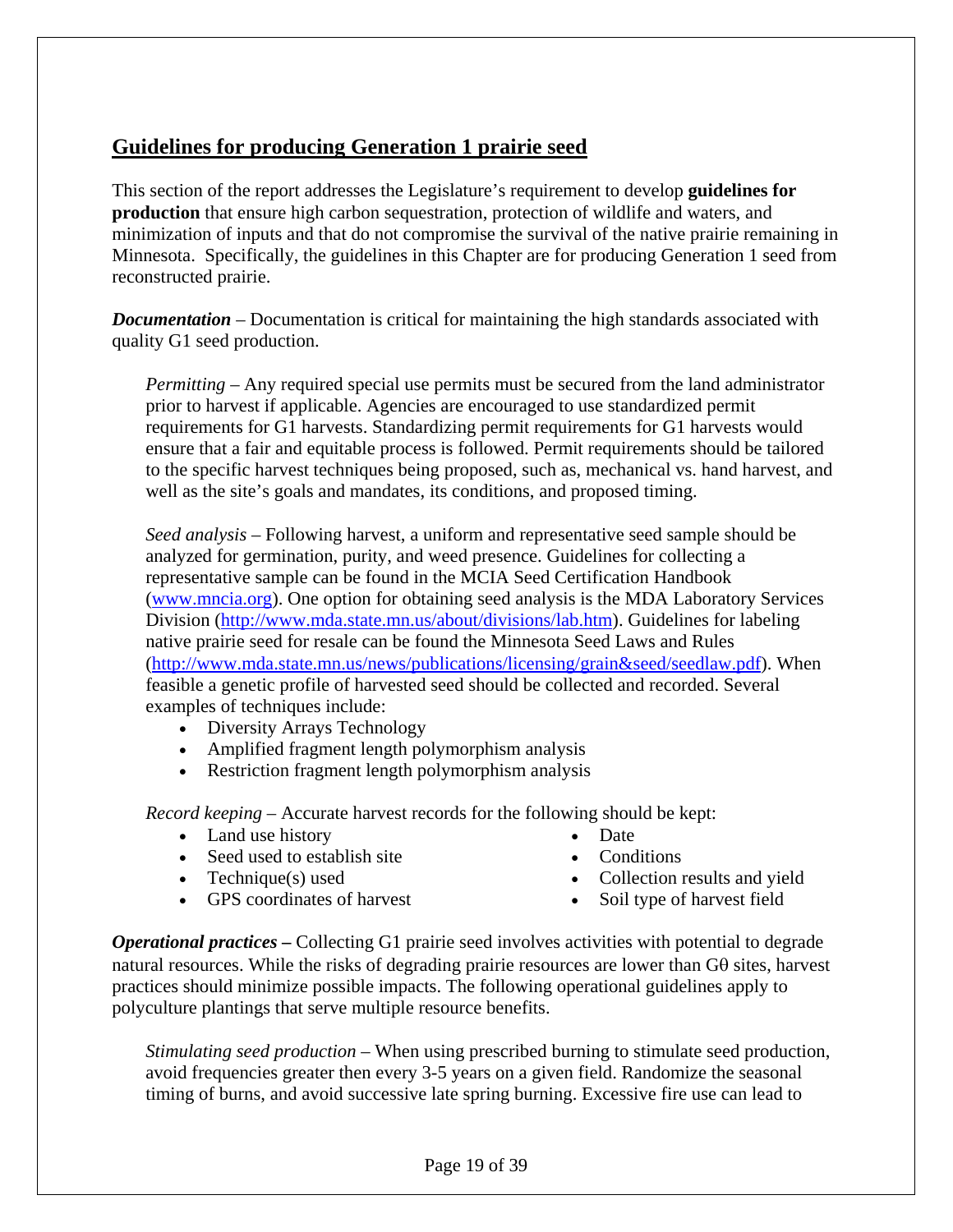## Guidelines for producing Generation 1 prairie seed

This section of the report addresses the Legislature's requirement to develop **guidelines for production** that ensure high carbon sequestration, protection of wildlife and waters, and minimization of inputs and that do not compromise the survival of the native prairie remaining in Minnesota. Specifically, the guidelines in this Chapter are for producing Generation 1 seed from reconstructed prairie.

***Documentation*** – Documentation is critical for maintaining the high standards associated with quality G1 seed production.

*Permitting* – Any required special use permits must be secured from the land administrator prior to harvest if applicable. Agencies are encouraged to use standardized permit requirements for G1 harvests. Standardizing permit requirements for G1 harvests would ensure that a fair and equitable process is followed. Permit requirements should be tailored to the specific harvest techniques being proposed, such as, mechanical vs. hand harvest, and well as the site's goals and mandates, its conditions, and proposed timing.

*Seed analysis* – Following harvest, a uniform and representative seed sample should be analyzed for germination, purity, and weed presence. Guidelines for collecting a representative sample can be found in the MCIA Seed Certification Handbook (www.mncia.org). One option for obtaining seed analysis is the MDA Laboratory Services Division (http://www.mda.state.mn.us/about/divisions/lab.htm). Guidelines for labeling native prairie seed for resale can be found the Minnesota Seed Laws and Rules (http://www.mda.state.mn.us/news/publications/licensing/grain&seed/seedlaw.pdf). When feasible a genetic profile of harvested seed should be collected and recorded. Several examples of techniques include:

- Diversity Arrays Technology
- Amplified fragment length polymorphism analysis
- Restriction fragment length polymorphism analysis

*Record keeping* – Accurate harvest records for the following should be kept:

- Land use history
- Seed used to establish site
- Technique(s) used
- GPS coordinates of harvest
- Date
- Conditions
- Collection results and yield
- Soil type of harvest field

***Operational practices –*** Collecting G1 prairie seed involves activities with potential to degrade natural resources. While the risks of degrading prairie resources are lower than Gθ sites, harvest practices should minimize possible impacts. The following operational guidelines apply to polyculture plantings that serve multiple resource benefits.

*Stimulating seed production* – When using prescribed burning to stimulate seed production, avoid frequencies greater then every 3-5 years on a given field. Randomize the seasonal timing of burns, and avoid successive late spring burning. Excessive fire use can lead to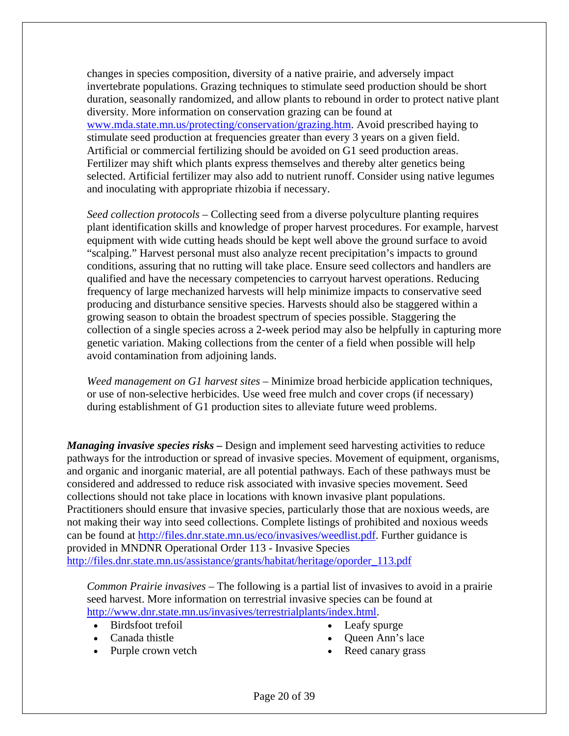changes in species composition, diversity of a native prairie, and adversely impact invertebrate populations. Grazing techniques to stimulate seed production should be short duration, seasonally randomized, and allow plants to rebound in order to protect native plant diversity. More information on conservation grazing can be found at www.mda.state.mn.us/protecting/conservation/grazing.htm. Avoid prescribed haying to stimulate seed production at frequencies greater than every 3 years on a given field. Artificial or commercial fertilizing should be avoided on G1 seed production areas. Fertilizer may shift which plants express themselves and thereby alter genetics being selected. Artificial fertilizer may also add to nutrient runoff. Consider using native legumes and inoculating with appropriate rhizobia if necessary.

*Seed collection protocols* – Collecting seed from a diverse polyculture planting requires plant identification skills and knowledge of proper harvest procedures. For example, harvest equipment with wide cutting heads should be kept well above the ground surface to avoid "scalping." Harvest personal must also analyze recent precipitation's impacts to ground conditions, assuring that no rutting will take place. Ensure seed collectors and handlers are qualified and have the necessary competencies to carryout harvest operations. Reducing frequency of large mechanized harvests will help minimize impacts to conservative seed producing and disturbance sensitive species. Harvests should also be staggered within a growing season to obtain the broadest spectrum of species possible. Staggering the collection of a single species across a 2-week period may also be helpfully in capturing more genetic variation. Making collections from the center of a field when possible will help avoid contamination from adjoining lands.

*Weed management on G1 harvest sites* – Minimize broad herbicide application techniques, or use of non-selective herbicides. Use weed free mulch and cover crops (if necessary) during establishment of G1 production sites to alleviate future weed problems.

***Managing invasive species risks*** **–** Design and implement seed harvesting activities to reduce pathways for the introduction or spread of invasive species. Movement of equipment, organisms, and organic and inorganic material, are all potential pathways. Each of these pathways must be considered and addressed to reduce risk associated with invasive species movement. Seed collections should not take place in locations with known invasive plant populations. Practitioners should ensure that invasive species, particularly those that are noxious weeds, are not making their way into seed collections. Complete listings of prohibited and noxious weeds can be found at http://files.dnr.state.mn.us/eco/invasives/weedlist.pdf. Further guidance is provided in MNDNR Operational Order 113 - Invasive Species http://files.dnr.state.mn.us/assistance/grants/habitat/heritage/oporder_113.pdf

*Common Prairie invasives* – The following is a partial list of invasives to avoid in a prairie seed harvest. More information on terrestrial invasive species can be found at http://www.dnr.state.mn.us/invasives/terrestrialplants/index.html.

- Birdsfoot trefoil
- Canada thistle
- Purple crown vetch
- Leafy spurge
- Queen Ann's lace
- Reed canary grass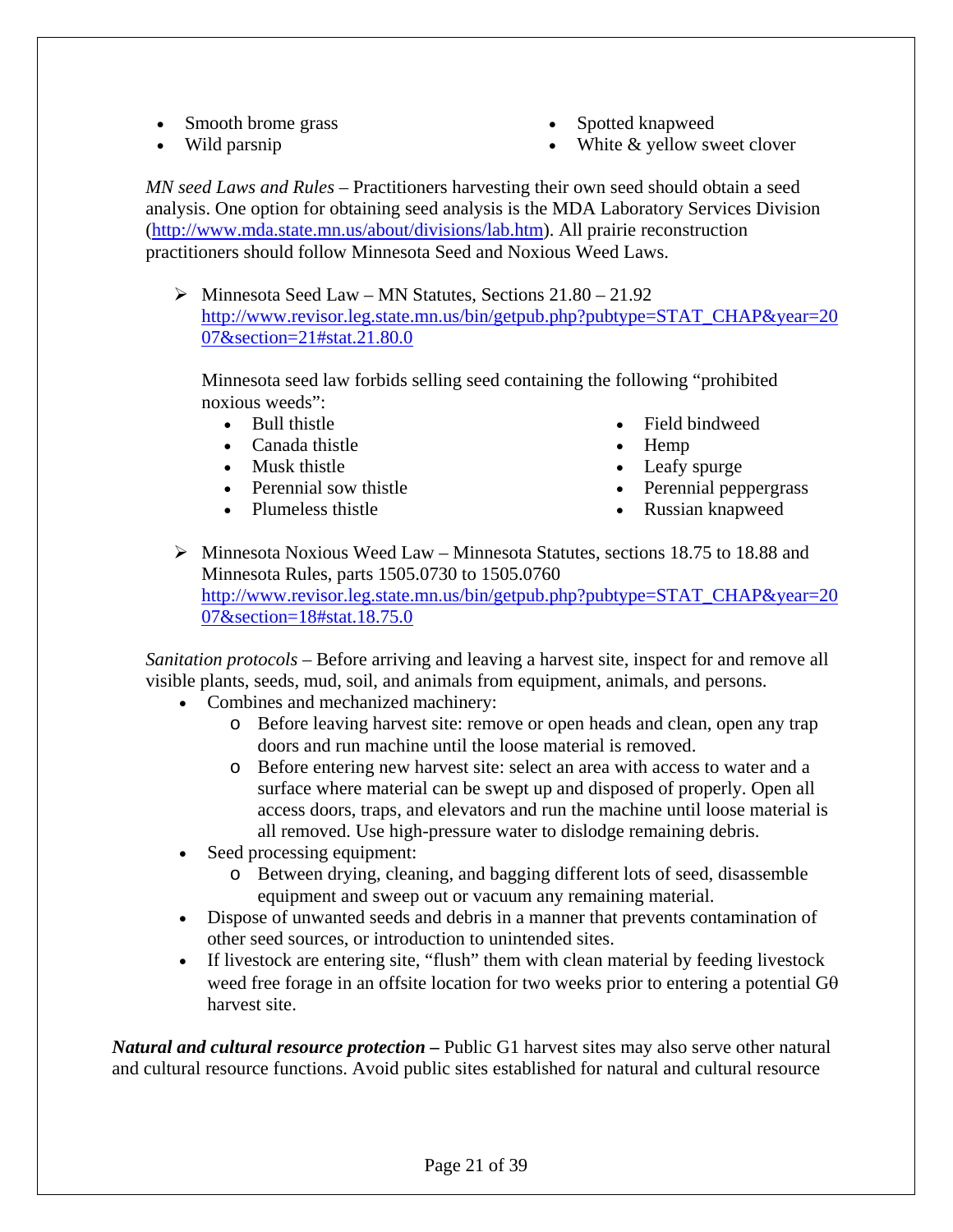- Smooth brome grass
- Wild parsnip
- Spotted knapweed
- White & yellow sweet clover

*MN seed Laws and Rules* – Practitioners harvesting their own seed should obtain a seed analysis. One option for obtaining seed analysis is the MDA Laboratory Services Division (http://www.mda.state.mn.us/about/divisions/lab.htm). All prairie reconstruction practitioners should follow Minnesota Seed and Noxious Weed Laws.

- Minnesota Seed Law – MN Statutes, Sections 21.80 – 21.92 http://www.revisor.leg.state.mn.us/bin/getpub.php?pubtype=STAT_CHAP&year=2007&section=21#stat.21.80.0

  Minnesota seed law forbids selling seed containing the following "prohibited noxious weeds":
  - Bull thistle
  - Canada thistle
  - Musk thistle
  - Perennial sow thistle
  - Plumeless thistle
  - Field bindweed
  - Hemp
  - Leafy spurge
  - Perennial peppergrass
  - Russian knapweed

- Minnesota Noxious Weed Law – Minnesota Statutes, sections 18.75 to 18.88 and Minnesota Rules, parts 1505.0730 to 1505.0760 http://www.revisor.leg.state.mn.us/bin/getpub.php?pubtype=STAT_CHAP&year=2007&section=18#stat.18.75.0

*Sanitation protocols* – Before arriving and leaving a harvest site, inspect for and remove all visible plants, seeds, mud, soil, and animals from equipment, animals, and persons.

- Combines and mechanized machinery:
  - Before leaving harvest site: remove or open heads and clean, open any trap doors and run machine until the loose material is removed.
  - Before entering new harvest site: select an area with access to water and a surface where material can be swept up and disposed of properly. Open all access doors, traps, and elevators and run the machine until loose material is all removed. Use high-pressure water to dislodge remaining debris.
- Seed processing equipment:
  - Between drying, cleaning, and bagging different lots of seed, disassemble equipment and sweep out or vacuum any remaining material.
- Dispose of unwanted seeds and debris in a manner that prevents contamination of other seed sources, or introduction to unintended sites.
- If livestock are entering site, "flush" them with clean material by feeding livestock weed free forage in an offsite location for two weeks prior to entering a potential G$\theta$ harvest site.

***Natural and cultural resource protection –*** Public G1 harvest sites may also serve other natural and cultural resource functions. Avoid public sites established for natural and cultural resource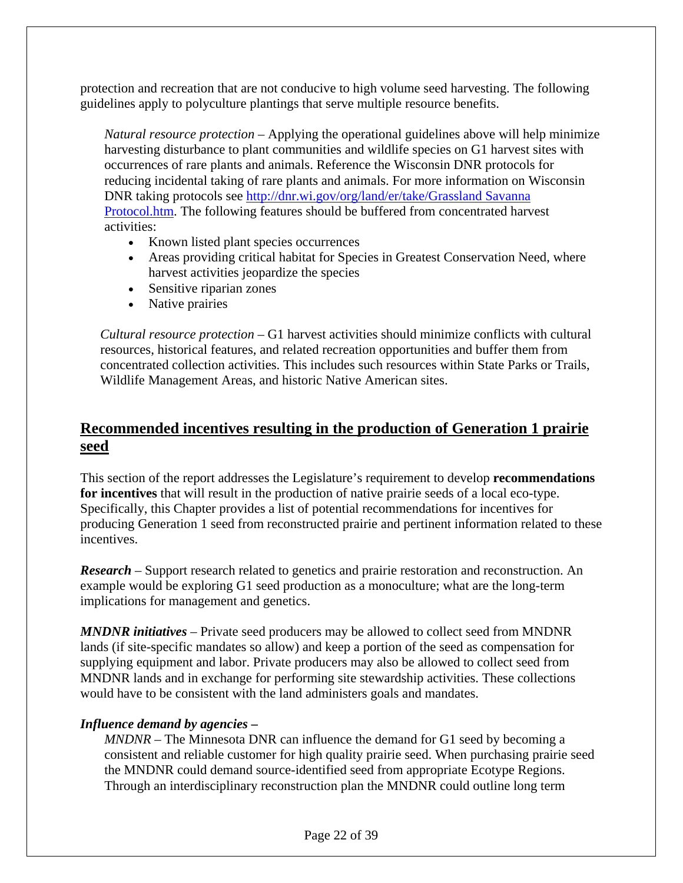protection and recreation that are not conducive to high volume seed harvesting. The following guidelines apply to polyculture plantings that serve multiple resource benefits.

*Natural resource protection* – Applying the operational guidelines above will help minimize harvesting disturbance to plant communities and wildlife species on G1 harvest sites with occurrences of rare plants and animals. Reference the Wisconsin DNR protocols for reducing incidental taking of rare plants and animals. For more information on Wisconsin DNR taking protocols see [http://dnr.wi.gov/org/land/er/take/Grassland Savanna Protocol.htm](http://dnr.wi.gov/org/land/er/take/Grassland%20Savanna%20Protocol.htm). The following features should be buffered from concentrated harvest activities:

- Known listed plant species occurrences
- Areas providing critical habitat for Species in Greatest Conservation Need, where harvest activities jeopardize the species
- Sensitive riparian zones
- Native prairies

*Cultural resource protection* – G1 harvest activities should minimize conflicts with cultural resources, historical features, and related recreation opportunities and buffer them from concentrated collection activities. This includes such resources within State Parks or Trails, Wildlife Management Areas, and historic Native American sites.

## Recommended incentives resulting in the production of Generation 1 prairie seed

This section of the report addresses the Legislature's requirement to develop **recommendations for incentives** that will result in the production of native prairie seeds of a local eco-type. Specifically, this Chapter provides a list of potential recommendations for incentives for producing Generation 1 seed from reconstructed prairie and pertinent information related to these incentives.

***Research*** – Support research related to genetics and prairie restoration and reconstruction. An example would be exploring G1 seed production as a monoculture; what are the long-term implications for management and genetics.

***MNDNR initiatives*** – Private seed producers may be allowed to collect seed from MNDNR lands (if site-specific mandates so allow) and keep a portion of the seed as compensation for supplying equipment and labor. Private producers may also be allowed to collect seed from MNDNR lands and in exchange for performing site stewardship activities. These collections would have to be consistent with the land administers goals and mandates.

***Influence demand by agencies –***

*MNDNR* – The Minnesota DNR can influence the demand for G1 seed by becoming a consistent and reliable customer for high quality prairie seed. When purchasing prairie seed the MNDNR could demand source-identified seed from appropriate Ecotype Regions. Through an interdisciplinary reconstruction plan the MNDNR could outline long term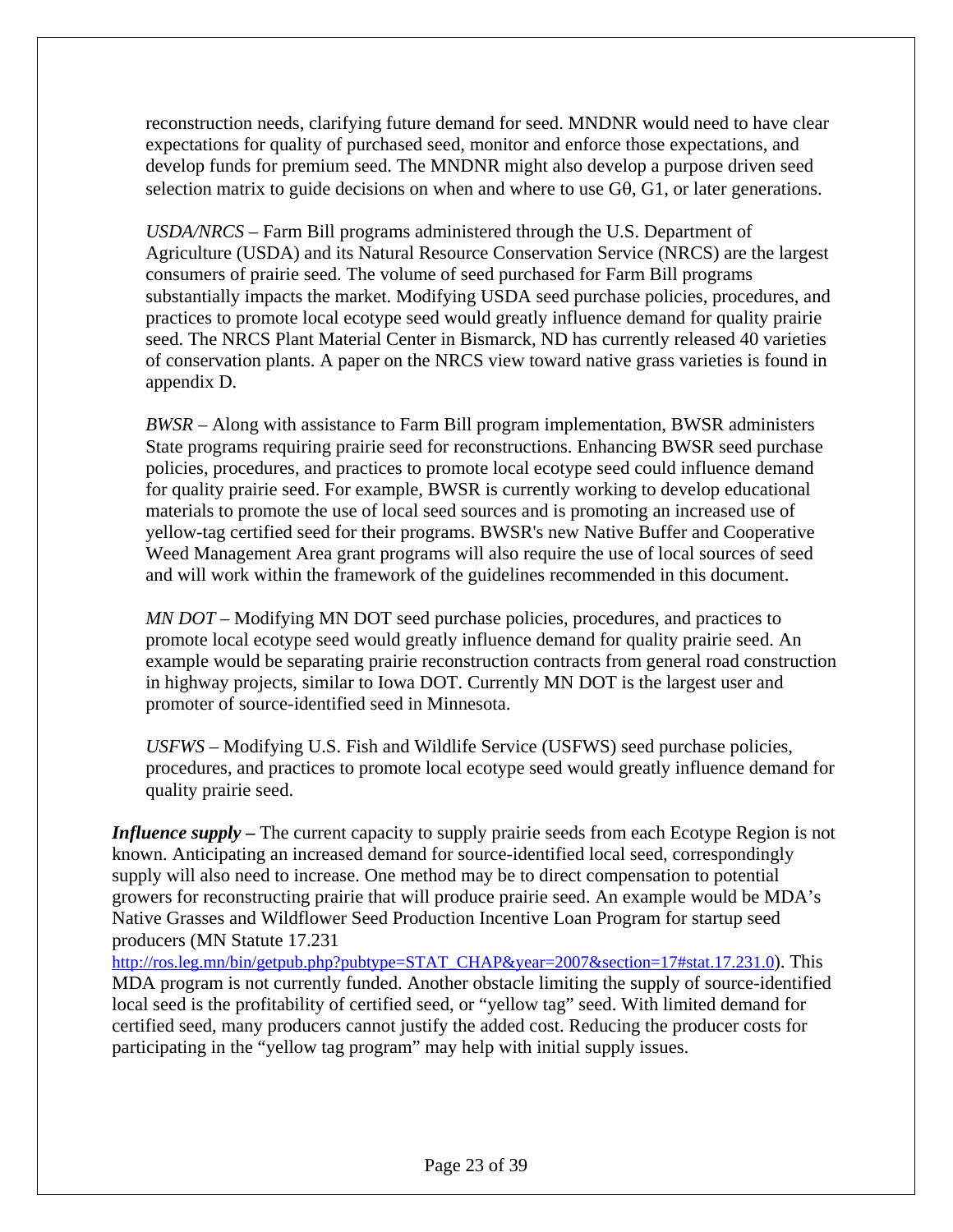reconstruction needs, clarifying future demand for seed. MNDNR would need to have clear expectations for quality of purchased seed, monitor and enforce those expectations, and develop funds for premium seed. The MNDNR might also develop a purpose driven seed selection matrix to guide decisions on when and where to use Gθ, G1, or later generations.

*USDA/NRCS* – Farm Bill programs administered through the U.S. Department of Agriculture (USDA) and its Natural Resource Conservation Service (NRCS) are the largest consumers of prairie seed. The volume of seed purchased for Farm Bill programs substantially impacts the market. Modifying USDA seed purchase policies, procedures, and practices to promote local ecotype seed would greatly influence demand for quality prairie seed. The NRCS Plant Material Center in Bismarck, ND has currently released 40 varieties of conservation plants. A paper on the NRCS view toward native grass varieties is found in appendix D.

*BWSR* – Along with assistance to Farm Bill program implementation, BWSR administers State programs requiring prairie seed for reconstructions. Enhancing BWSR seed purchase policies, procedures, and practices to promote local ecotype seed could influence demand for quality prairie seed. For example, BWSR is currently working to develop educational materials to promote the use of local seed sources and is promoting an increased use of yellow-tag certified seed for their programs. BWSR's new Native Buffer and Cooperative Weed Management Area grant programs will also require the use of local sources of seed and will work within the framework of the guidelines recommended in this document.

*MN DOT* – Modifying MN DOT seed purchase policies, procedures, and practices to promote local ecotype seed would greatly influence demand for quality prairie seed. An example would be separating prairie reconstruction contracts from general road construction in highway projects, similar to Iowa DOT. Currently MN DOT is the largest user and promoter of source-identified seed in Minnesota.

*USFWS* – Modifying U.S. Fish and Wildlife Service (USFWS) seed purchase policies, procedures, and practices to promote local ecotype seed would greatly influence demand for quality prairie seed.

***Influence supply –*** The current capacity to supply prairie seeds from each Ecotype Region is not known. Anticipating an increased demand for source-identified local seed, correspondingly supply will also need to increase. One method may be to direct compensation to potential growers for reconstructing prairie that will produce prairie seed. An example would be MDA's Native Grasses and Wildflower Seed Production Incentive Loan Program for startup seed producers (MN Statute 17.231 http://ros.leg.mn/bin/getpub.php?pubtype=STAT_CHAP&year=2007&section=17#stat.17.231.0). This MDA program is not currently funded. Another obstacle limiting the supply of source-identified local seed is the profitability of certified seed, or "yellow tag" seed. With limited demand for certified seed, many producers cannot justify the added cost. Reducing the producer costs for participating in the "yellow tag program" may help with initial supply issues.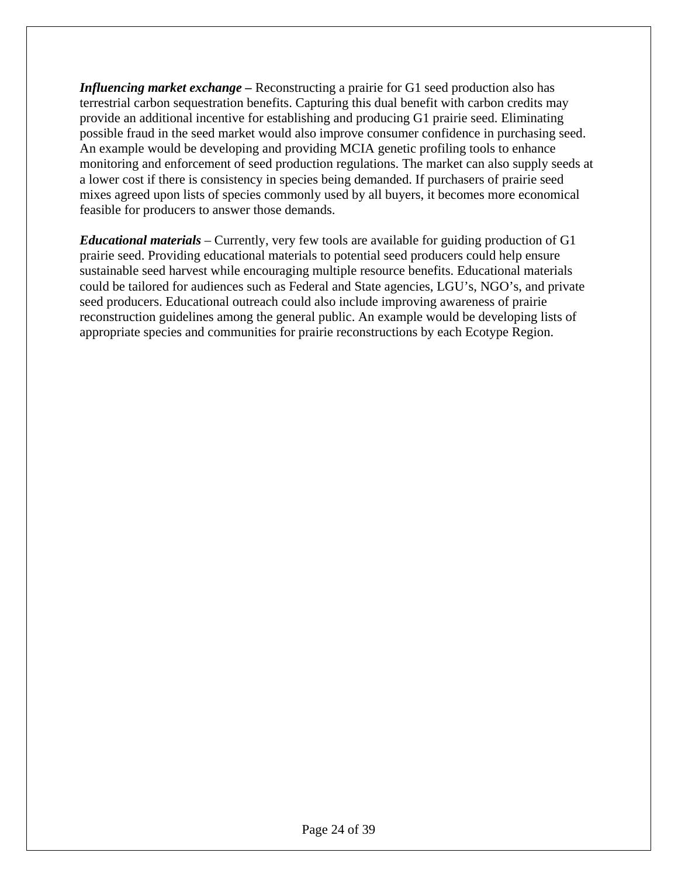***Influencing market exchange –*** Reconstructing a prairie for G1 seed production also has terrestrial carbon sequestration benefits. Capturing this dual benefit with carbon credits may provide an additional incentive for establishing and producing G1 prairie seed. Eliminating possible fraud in the seed market would also improve consumer confidence in purchasing seed. An example would be developing and providing MCIA genetic profiling tools to enhance monitoring and enforcement of seed production regulations. The market can also supply seeds at a lower cost if there is consistency in species being demanded. If purchasers of prairie seed mixes agreed upon lists of species commonly used by all buyers, it becomes more economical feasible for producers to answer those demands.

***Educational materials*** – Currently, very few tools are available for guiding production of G1 prairie seed. Providing educational materials to potential seed producers could help ensure sustainable seed harvest while encouraging multiple resource benefits. Educational materials could be tailored for audiences such as Federal and State agencies, LGU's, NGO's, and private seed producers. Educational outreach could also include improving awareness of prairie reconstruction guidelines among the general public. An example would be developing lists of appropriate species and communities for prairie reconstructions by each Ecotype Region.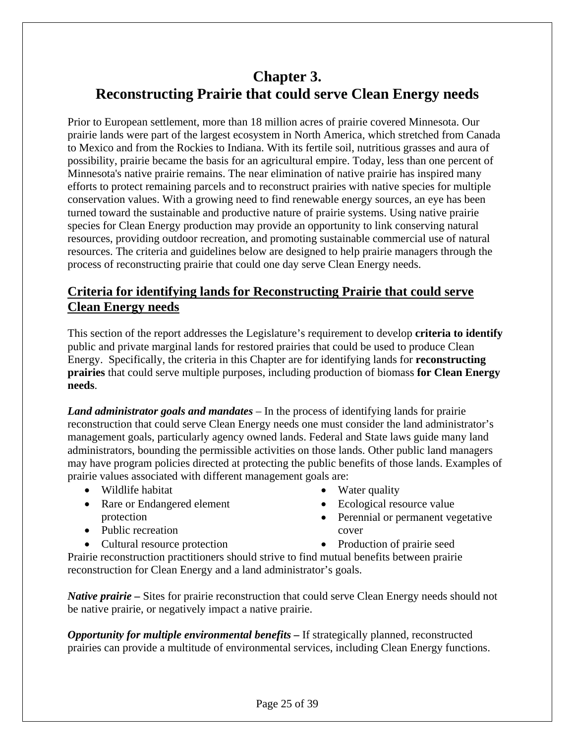# Chapter 3. Reconstructing Prairie that could serve Clean Energy needs

Prior to European settlement, more than 18 million acres of prairie covered Minnesota. Our prairie lands were part of the largest ecosystem in North America, which stretched from Canada to Mexico and from the Rockies to Indiana. With its fertile soil, nutritious grasses and aura of possibility, prairie became the basis for an agricultural empire. Today, less than one percent of Minnesota's native prairie remains. The near elimination of native prairie has inspired many efforts to protect remaining parcels and to reconstruct prairies with native species for multiple conservation values. With a growing need to find renewable energy sources, an eye has been turned toward the sustainable and productive nature of prairie systems. Using native prairie species for Clean Energy production may provide an opportunity to link conserving natural resources, providing outdoor recreation, and promoting sustainable commercial use of natural resources. The criteria and guidelines below are designed to help prairie managers through the process of reconstructing prairie that could one day serve Clean Energy needs.

## Criteria for identifying lands for Reconstructing Prairie that could serve Clean Energy needs

This section of the report addresses the Legislature's requirement to develop **criteria to identify** public and private marginal lands for restored prairies that could be used to produce Clean Energy. Specifically, the criteria in this Chapter are for identifying lands for **reconstructing prairies** that could serve multiple purposes, including production of biomass **for Clean Energy needs**.

***Land administrator goals and mandates*** – In the process of identifying lands for prairie reconstruction that could serve Clean Energy needs one must consider the land administrator's management goals, particularly agency owned lands. Federal and State laws guide many land administrators, bounding the permissible activities on those lands. Other public land managers may have program policies directed at protecting the public benefits of those lands. Examples of prairie values associated with different management goals are:

- Wildlife habitat
- Rare or Endangered element protection
- Public recreation
- Cultural resource protection
- Water quality
- Ecological resource value
- Perennial or permanent vegetative cover
- Production of prairie seed

Prairie reconstruction practitioners should strive to find mutual benefits between prairie reconstruction for Clean Energy and a land administrator's goals.

***Native prairie*** **–** Sites for prairie reconstruction that could serve Clean Energy needs should not be native prairie, or negatively impact a native prairie.

***Opportunity for multiple environmental benefits*** **–** If strategically planned, reconstructed prairies can provide a multitude of environmental services, including Clean Energy functions.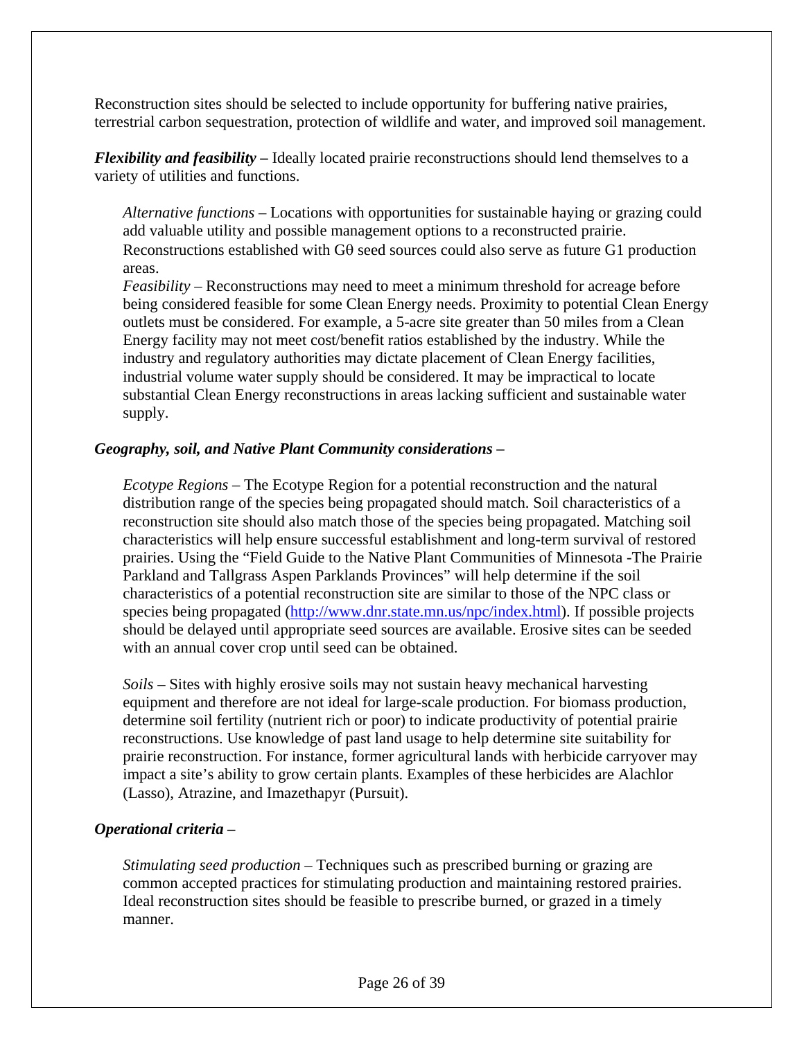Reconstruction sites should be selected to include opportunity for buffering native prairies, terrestrial carbon sequestration, protection of wildlife and water, and improved soil management.

***Flexibility and feasibility*** **–** Ideally located prairie reconstructions should lend themselves to a variety of utilities and functions.

*Alternative functions* – Locations with opportunities for sustainable haying or grazing could add valuable utility and possible management options to a reconstructed prairie. Reconstructions established with Gθ seed sources could also serve as future G1 production areas.

*Feasibility* – Reconstructions may need to meet a minimum threshold for acreage before being considered feasible for some Clean Energy needs. Proximity to potential Clean Energy outlets must be considered. For example, a 5-acre site greater than 50 miles from a Clean Energy facility may not meet cost/benefit ratios established by the industry. While the industry and regulatory authorities may dictate placement of Clean Energy facilities, industrial volume water supply should be considered. It may be impractical to locate substantial Clean Energy reconstructions in areas lacking sufficient and sustainable water supply.

***Geography, soil, and Native Plant Community considerations –***

*Ecotype Regions* – The Ecotype Region for a potential reconstruction and the natural distribution range of the species being propagated should match. Soil characteristics of a reconstruction site should also match those of the species being propagated. Matching soil characteristics will help ensure successful establishment and long-term survival of restored prairies. Using the "Field Guide to the Native Plant Communities of Minnesota -The Prairie Parkland and Tallgrass Aspen Parklands Provinces" will help determine if the soil characteristics of a potential reconstruction site are similar to those of the NPC class or species being propagated (http://www.dnr.state.mn.us/npc/index.html). If possible projects should be delayed until appropriate seed sources are available. Erosive sites can be seeded with an annual cover crop until seed can be obtained.

*Soils* – Sites with highly erosive soils may not sustain heavy mechanical harvesting equipment and therefore are not ideal for large-scale production. For biomass production, determine soil fertility (nutrient rich or poor) to indicate productivity of potential prairie reconstructions. Use knowledge of past land usage to help determine site suitability for prairie reconstruction. For instance, former agricultural lands with herbicide carryover may impact a site's ability to grow certain plants. Examples of these herbicides are Alachlor (Lasso), Atrazine, and Imazethapyr (Pursuit).

***Operational criteria –***

*Stimulating seed production* – Techniques such as prescribed burning or grazing are common accepted practices for stimulating production and maintaining restored prairies. Ideal reconstruction sites should be feasible to prescribe burned, or grazed in a timely manner.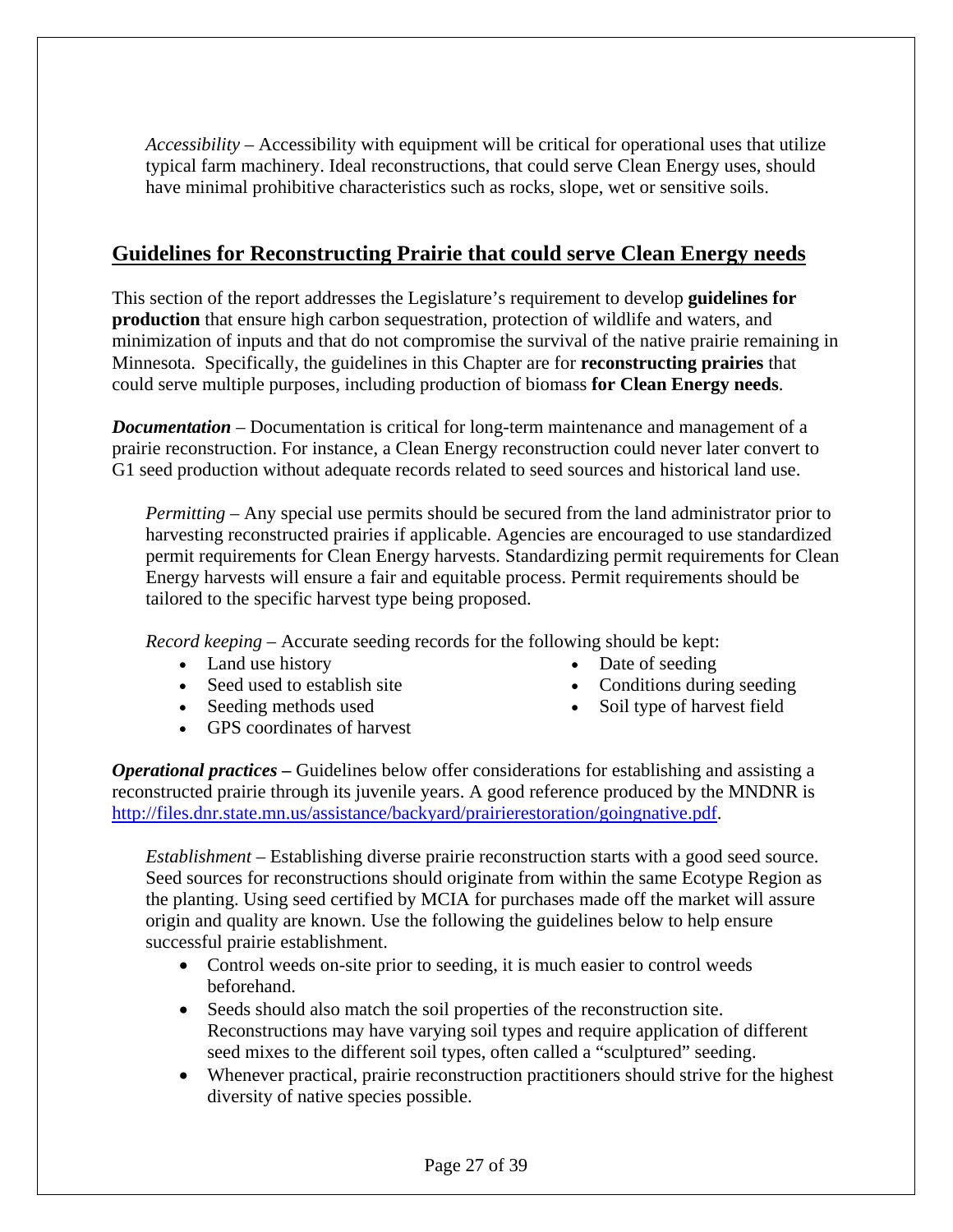*Accessibility* – Accessibility with equipment will be critical for operational uses that utilize typical farm machinery. Ideal reconstructions, that could serve Clean Energy uses, should have minimal prohibitive characteristics such as rocks, slope, wet or sensitive soils.

## Guidelines for Reconstructing Prairie that could serve Clean Energy needs

This section of the report addresses the Legislature's requirement to develop **guidelines for production** that ensure high carbon sequestration, protection of wildlife and waters, and minimization of inputs and that do not compromise the survival of the native prairie remaining in Minnesota. Specifically, the guidelines in this Chapter are for **reconstructing prairies** that could serve multiple purposes, including production of biomass **for Clean Energy needs**.

***Documentation*** – Documentation is critical for long-term maintenance and management of a prairie reconstruction. For instance, a Clean Energy reconstruction could never later convert to G1 seed production without adequate records related to seed sources and historical land use.

*Permitting* – Any special use permits should be secured from the land administrator prior to harvesting reconstructed prairies if applicable. Agencies are encouraged to use standardized permit requirements for Clean Energy harvests. Standardizing permit requirements for Clean Energy harvests will ensure a fair and equitable process. Permit requirements should be tailored to the specific harvest type being proposed.

*Record keeping* – Accurate seeding records for the following should be kept:

- Land use history
- Seed used to establish site
- Seeding methods used
- GPS coordinates of harvest
- Date of seeding
- Conditions during seeding
- Soil type of harvest field

***Operational practices –*** Guidelines below offer considerations for establishing and assisting a reconstructed prairie through its juvenile years. A good reference produced by the MNDNR is http://files.dnr.state.mn.us/assistance/backyard/prairierestoration/goingnative.pdf.

*Establishment* – Establishing diverse prairie reconstruction starts with a good seed source. Seed sources for reconstructions should originate from within the same Ecotype Region as the planting. Using seed certified by MCIA for purchases made off the market will assure origin and quality are known. Use the following the guidelines below to help ensure successful prairie establishment.

- Control weeds on-site prior to seeding, it is much easier to control weeds beforehand.
- Seeds should also match the soil properties of the reconstruction site. Reconstructions may have varying soil types and require application of different seed mixes to the different soil types, often called a "sculptured" seeding.
- Whenever practical, prairie reconstruction practitioners should strive for the highest diversity of native species possible.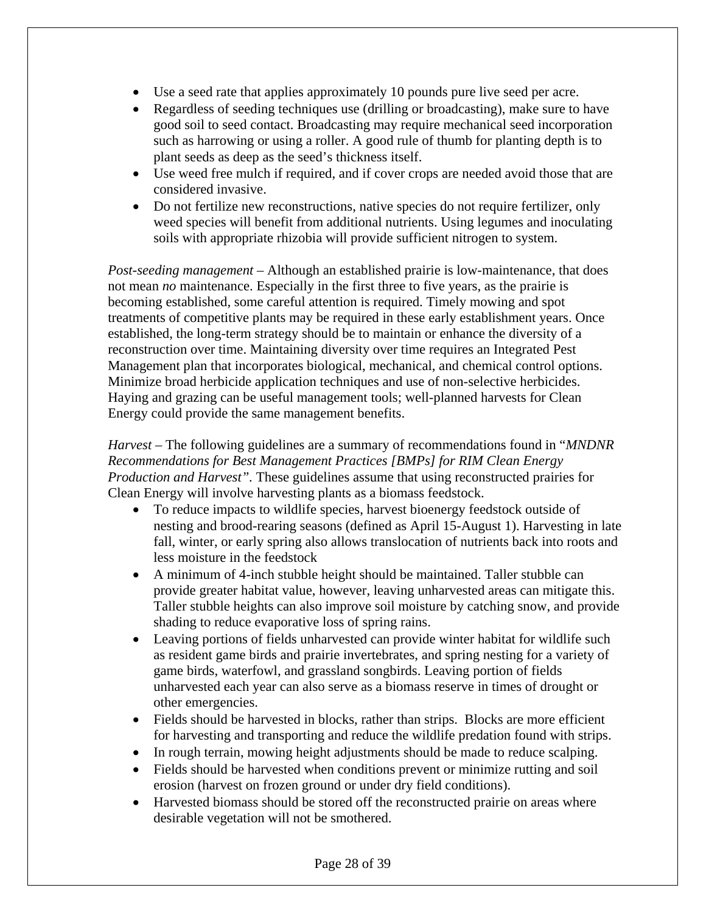- Use a seed rate that applies approximately 10 pounds pure live seed per acre.
- Regardless of seeding techniques use (drilling or broadcasting), make sure to have good soil to seed contact. Broadcasting may require mechanical seed incorporation such as harrowing or using a roller. A good rule of thumb for planting depth is to plant seeds as deep as the seed's thickness itself.
- Use weed free mulch if required, and if cover crops are needed avoid those that are considered invasive.
- Do not fertilize new reconstructions, native species do not require fertilizer, only weed species will benefit from additional nutrients. Using legumes and inoculating soils with appropriate rhizobia will provide sufficient nitrogen to system.

*Post-seeding management* – Although an established prairie is low-maintenance, that does not mean *no* maintenance. Especially in the first three to five years, as the prairie is becoming established, some careful attention is required. Timely mowing and spot treatments of competitive plants may be required in these early establishment years. Once established, the long-term strategy should be to maintain or enhance the diversity of a reconstruction over time. Maintaining diversity over time requires an Integrated Pest Management plan that incorporates biological, mechanical, and chemical control options. Minimize broad herbicide application techniques and use of non-selective herbicides. Haying and grazing can be useful management tools; well-planned harvests for Clean Energy could provide the same management benefits.

*Harvest* – The following guidelines are a summary of recommendations found in "*MNDNR Recommendations for Best Management Practices [BMPs] for RIM Clean Energy Production and Harvest"*. These guidelines assume that using reconstructed prairies for Clean Energy will involve harvesting plants as a biomass feedstock.

- To reduce impacts to wildlife species, harvest bioenergy feedstock outside of nesting and brood-rearing seasons (defined as April 15-August 1). Harvesting in late fall, winter, or early spring also allows translocation of nutrients back into roots and less moisture in the feedstock
- A minimum of 4-inch stubble height should be maintained. Taller stubble can provide greater habitat value, however, leaving unharvested areas can mitigate this. Taller stubble heights can also improve soil moisture by catching snow, and provide shading to reduce evaporative loss of spring rains.
- Leaving portions of fields unharvested can provide winter habitat for wildlife such as resident game birds and prairie invertebrates, and spring nesting for a variety of game birds, waterfowl, and grassland songbirds. Leaving portion of fields unharvested each year can also serve as a biomass reserve in times of drought or other emergencies.
- Fields should be harvested in blocks, rather than strips. Blocks are more efficient for harvesting and transporting and reduce the wildlife predation found with strips.
- In rough terrain, mowing height adjustments should be made to reduce scalping.
- Fields should be harvested when conditions prevent or minimize rutting and soil erosion (harvest on frozen ground or under dry field conditions).
- Harvested biomass should be stored off the reconstructed prairie on areas where desirable vegetation will not be smothered.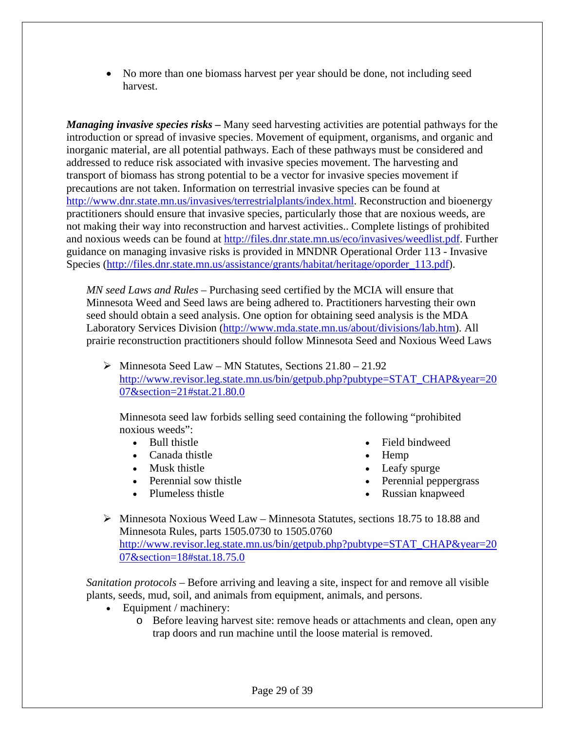- No more than one biomass harvest per year should be done, not including seed harvest.

***Managing invasive species risks –*** Many seed harvesting activities are potential pathways for the introduction or spread of invasive species. Movement of equipment, organisms, and organic and inorganic material, are all potential pathways. Each of these pathways must be considered and addressed to reduce risk associated with invasive species movement. The harvesting and transport of biomass has strong potential to be a vector for invasive species movement if precautions are not taken. Information on terrestrial invasive species can be found at http://www.dnr.state.mn.us/invasives/terrestrialplants/index.html. Reconstruction and bioenergy practitioners should ensure that invasive species, particularly those that are noxious weeds, are not making their way into reconstruction and harvest activities.. Complete listings of prohibited and noxious weeds can be found at http://files.dnr.state.mn.us/eco/invasives/weedlist.pdf. Further guidance on managing invasive risks is provided in MNDNR Operational Order 113 - Invasive Species (http://files.dnr.state.mn.us/assistance/grants/habitat/heritage/oporder_113.pdf).

*MN seed Laws and Rules* – Purchasing seed certified by the MCIA will ensure that Minnesota Weed and Seed laws are being adhered to. Practitioners harvesting their own seed should obtain a seed analysis. One option for obtaining seed analysis is the MDA Laboratory Services Division (http://www.mda.state.mn.us/about/divisions/lab.htm). All prairie reconstruction practitioners should follow Minnesota Seed and Noxious Weed Laws

- Minnesota Seed Law – MN Statutes, Sections 21.80 – 21.92 http://www.revisor.leg.state.mn.us/bin/getpub.php?pubtype=STAT_CHAP&year=2007&section=21#stat.21.80.0

  Minnesota seed law forbids selling seed containing the following "prohibited noxious weeds":

  - Bull thistle
  - Canada thistle
  - Musk thistle
  - Perennial sow thistle
  - Plumeless thistle
  - Field bindweed
  - Hemp
  - Leafy spurge
  - Perennial peppergrass
  - Russian knapweed

- Minnesota Noxious Weed Law – Minnesota Statutes, sections 18.75 to 18.88 and Minnesota Rules, parts 1505.0730 to 1505.0760 http://www.revisor.leg.state.mn.us/bin/getpub.php?pubtype=STAT_CHAP&year=2007&section=18#stat.18.75.0

*Sanitation protocols* – Before arriving and leaving a site, inspect for and remove all visible plants, seeds, mud, soil, and animals from equipment, animals, and persons.

- Equipment / machinery:
  - Before leaving harvest site: remove heads or attachments and clean, open any trap doors and run machine until the loose material is removed.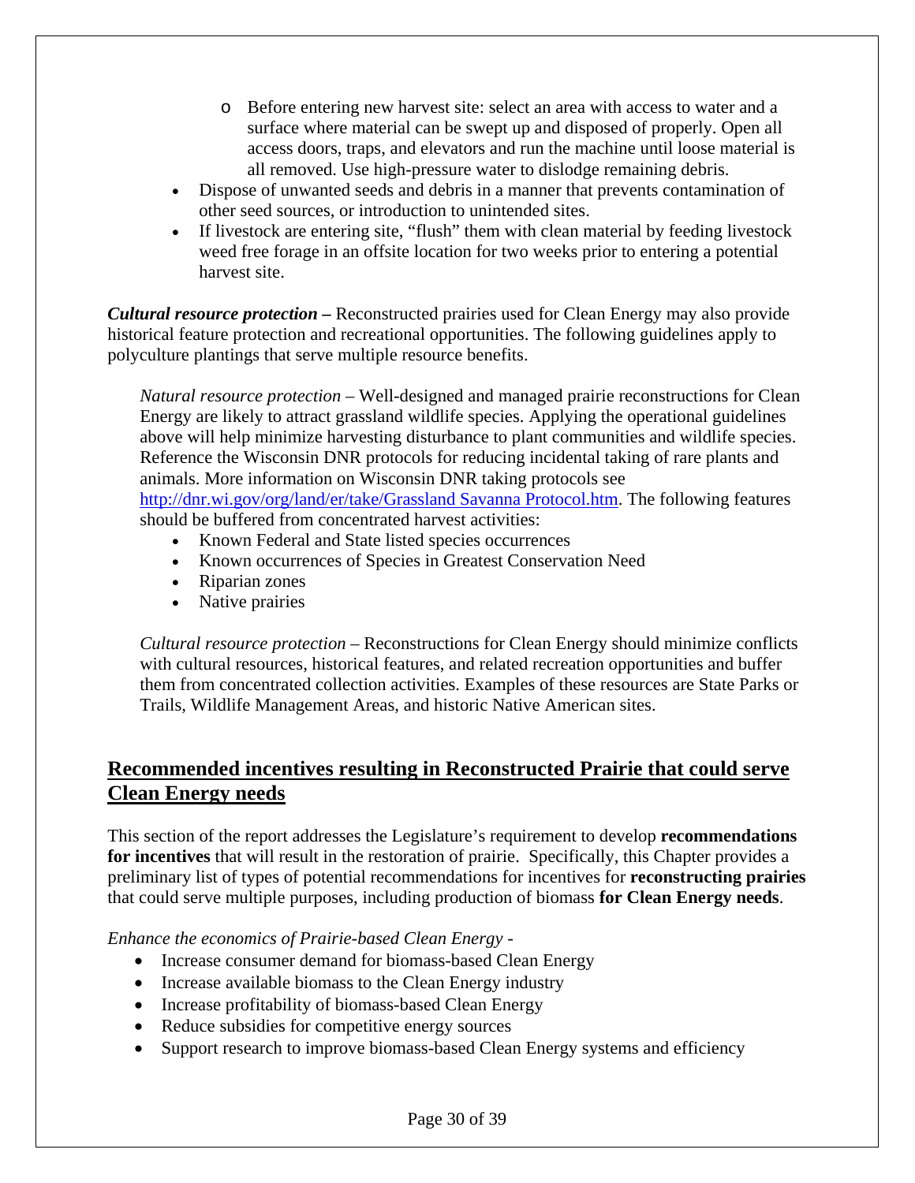- Before entering new harvest site: select an area with access to water and a surface where material can be swept up and disposed of properly. Open all access doors, traps, and elevators and run the machine until loose material is all removed. Use high-pressure water to dislodge remaining debris.
- Dispose of unwanted seeds and debris in a manner that prevents contamination of other seed sources, or introduction to unintended sites.
- If livestock are entering site, "flush" them with clean material by feeding livestock weed free forage in an offsite location for two weeks prior to entering a potential harvest site.

***Cultural resource protection –*** Reconstructed prairies used for Clean Energy may also provide historical feature protection and recreational opportunities. The following guidelines apply to polyculture plantings that serve multiple resource benefits.

*Natural resource protection* – Well-designed and managed prairie reconstructions for Clean Energy are likely to attract grassland wildlife species. Applying the operational guidelines above will help minimize harvesting disturbance to plant communities and wildlife species. Reference the Wisconsin DNR protocols for reducing incidental taking of rare plants and animals. More information on Wisconsin DNR taking protocols see http://dnr.wi.gov/org/land/er/take/Grassland Savanna Protocol.htm. The following features should be buffered from concentrated harvest activities:

- Known Federal and State listed species occurrences
- Known occurrences of Species in Greatest Conservation Need
- Riparian zones
- Native prairies

*Cultural resource protection* – Reconstructions for Clean Energy should minimize conflicts with cultural resources, historical features, and related recreation opportunities and buffer them from concentrated collection activities. Examples of these resources are State Parks or Trails, Wildlife Management Areas, and historic Native American sites.

## Recommended incentives resulting in Reconstructed Prairie that could serve Clean Energy needs

This section of the report addresses the Legislature's requirement to develop **recommendations for incentives** that will result in the restoration of prairie. Specifically, this Chapter provides a preliminary list of types of potential recommendations for incentives for **reconstructing prairies** that could serve multiple purposes, including production of biomass **for Clean Energy needs**.

*Enhance the economics of Prairie-based Clean Energy -*

- Increase consumer demand for biomass-based Clean Energy
- Increase available biomass to the Clean Energy industry
- Increase profitability of biomass-based Clean Energy
- Reduce subsidies for competitive energy sources
- Support research to improve biomass-based Clean Energy systems and efficiency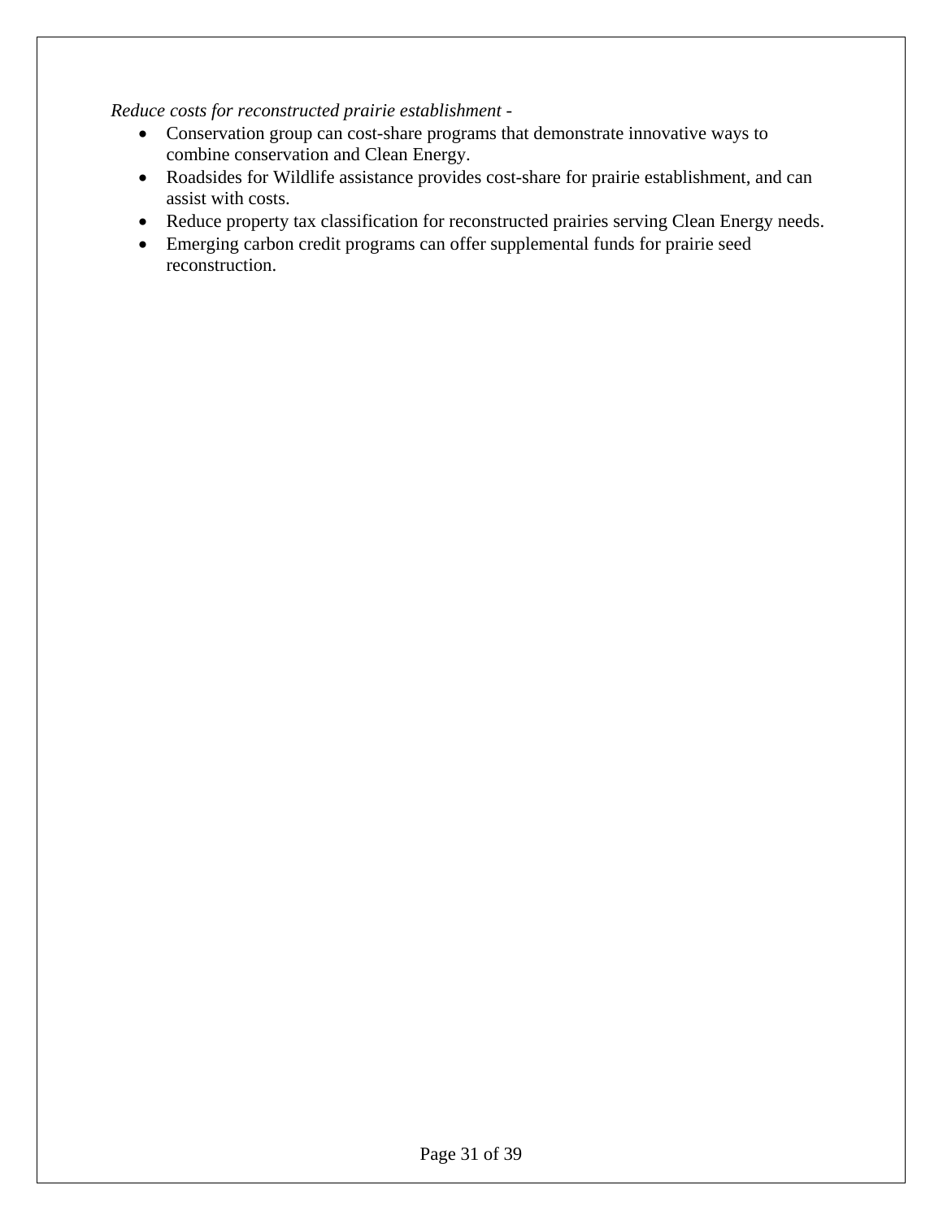*Reduce costs for reconstructed prairie establishment -*

- Conservation group can cost-share programs that demonstrate innovative ways to combine conservation and Clean Energy.
- Roadsides for Wildlife assistance provides cost-share for prairie establishment, and can assist with costs.
- Reduce property tax classification for reconstructed prairies serving Clean Energy needs.
- Emerging carbon credit programs can offer supplemental funds for prairie seed reconstruction.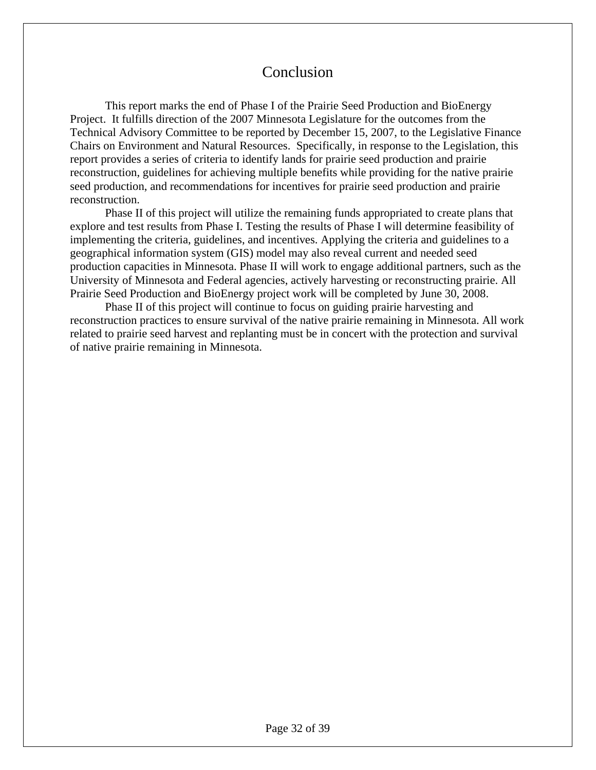# Conclusion

This report marks the end of Phase I of the Prairie Seed Production and BioEnergy Project. It fulfills direction of the 2007 Minnesota Legislature for the outcomes from the Technical Advisory Committee to be reported by December 15, 2007, to the Legislative Finance Chairs on Environment and Natural Resources. Specifically, in response to the Legislation, this report provides a series of criteria to identify lands for prairie seed production and prairie reconstruction, guidelines for achieving multiple benefits while providing for the native prairie seed production, and recommendations for incentives for prairie seed production and prairie reconstruction.

Phase II of this project will utilize the remaining funds appropriated to create plans that explore and test results from Phase I. Testing the results of Phase I will determine feasibility of implementing the criteria, guidelines, and incentives. Applying the criteria and guidelines to a geographical information system (GIS) model may also reveal current and needed seed production capacities in Minnesota. Phase II will work to engage additional partners, such as the University of Minnesota and Federal agencies, actively harvesting or reconstructing prairie. All Prairie Seed Production and BioEnergy project work will be completed by June 30, 2008.

Phase II of this project will continue to focus on guiding prairie harvesting and reconstruction practices to ensure survival of the native prairie remaining in Minnesota. All work related to prairie seed harvest and replanting must be in concert with the protection and survival of native prairie remaining in Minnesota.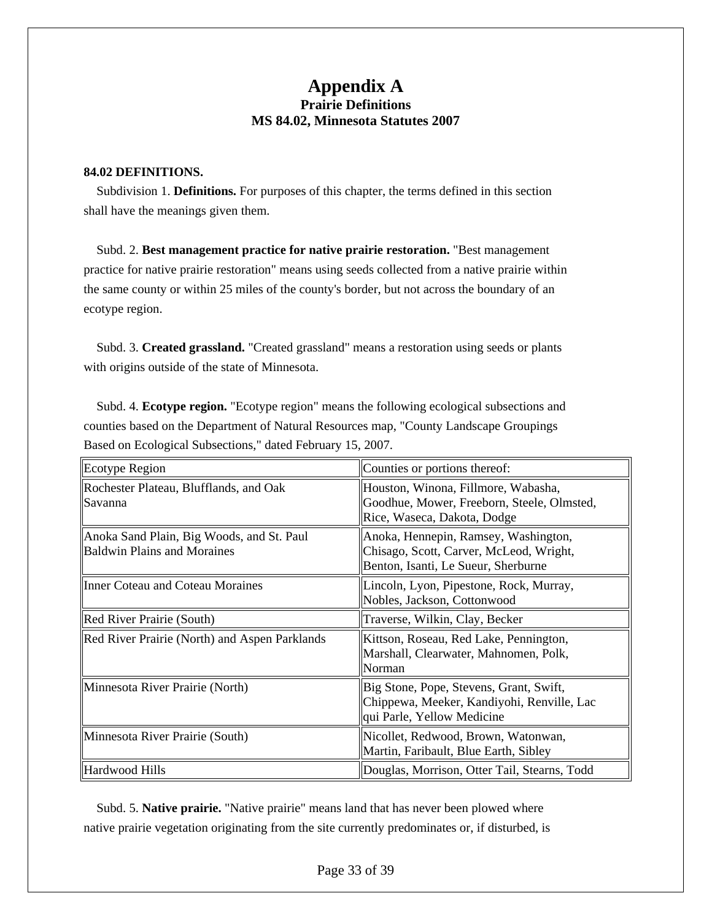# Appendix A

## Prairie Definitions

## MS 84.02, Minnesota Statutes 2007

**84.02 DEFINITIONS.**

Subdivision 1. **Definitions.** For purposes of this chapter, the terms defined in this section shall have the meanings given them.

Subd. 2. **Best management practice for native prairie restoration.** "Best management practice for native prairie restoration" means using seeds collected from a native prairie within the same county or within 25 miles of the county's border, but not across the boundary of an ecotype region.

Subd. 3. **Created grassland.** "Created grassland" means a restoration using seeds or plants with origins outside of the state of Minnesota.

Subd. 4. **Ecotype region.** "Ecotype region" means the following ecological subsections and counties based on the Department of Natural Resources map, "County Landscape Groupings Based on Ecological Subsections," dated February 15, 2007.

| Ecotype Region | Counties or portions thereof: |
|---|---|
| Rochester Plateau, Blufflands, and Oak Savanna | Houston, Winona, Fillmore, Wabasha, Goodhue, Mower, Freeborn, Steele, Olmsted, Rice, Waseca, Dakota, Dodge |
| Anoka Sand Plain, Big Woods, and St. Paul Baldwin Plains and Moraines | Anoka, Hennepin, Ramsey, Washington, Chisago, Scott, Carver, McLeod, Wright, Benton, Isanti, Le Sueur, Sherburne |
| Inner Coteau and Coteau Moraines | Lincoln, Lyon, Pipestone, Rock, Murray, Nobles, Jackson, Cottonwood |
| Red River Prairie (South) | Traverse, Wilkin, Clay, Becker |
| Red River Prairie (North) and Aspen Parklands | Kittson, Roseau, Red Lake, Pennington, Marshall, Clearwater, Mahnomen, Polk, Norman |
| Minnesota River Prairie (North) | Big Stone, Pope, Stevens, Grant, Swift, Chippewa, Meeker, Kandiyohi, Renville, Lac qui Parle, Yellow Medicine |
| Minnesota River Prairie (South) | Nicollet, Redwood, Brown, Watonwan, Martin, Faribault, Blue Earth, Sibley |
| Hardwood Hills | Douglas, Morrison, Otter Tail, Stearns, Todd |

Subd. 5. **Native prairie.** "Native prairie" means land that has never been plowed where native prairie vegetation originating from the site currently predominates or, if disturbed, is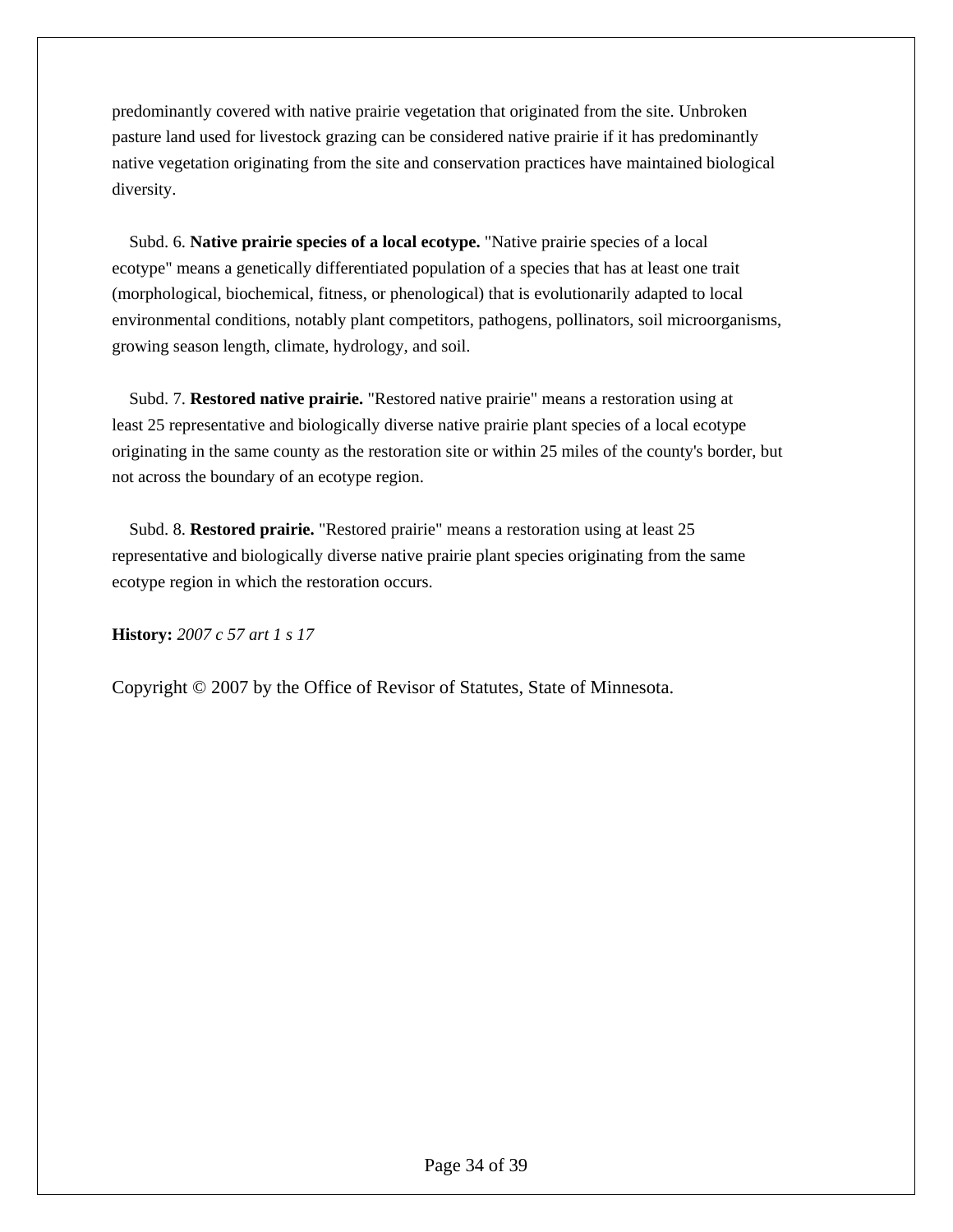predominantly covered with native prairie vegetation that originated from the site. Unbroken pasture land used for livestock grazing can be considered native prairie if it has predominantly native vegetation originating from the site and conservation practices have maintained biological diversity.

Subd. 6. **Native prairie species of a local ecotype.** "Native prairie species of a local ecotype" means a genetically differentiated population of a species that has at least one trait (morphological, biochemical, fitness, or phenological) that is evolutionarily adapted to local environmental conditions, notably plant competitors, pathogens, pollinators, soil microorganisms, growing season length, climate, hydrology, and soil.

Subd. 7. **Restored native prairie.** "Restored native prairie" means a restoration using at least 25 representative and biologically diverse native prairie plant species of a local ecotype originating in the same county as the restoration site or within 25 miles of the county's border, but not across the boundary of an ecotype region.

Subd. 8. **Restored prairie.** "Restored prairie" means a restoration using at least 25 representative and biologically diverse native prairie plant species originating from the same ecotype region in which the restoration occurs.

**History:** *2007 c 57 art 1 s 17*

Copyright © 2007 by the Office of Revisor of Statutes, State of Minnesota.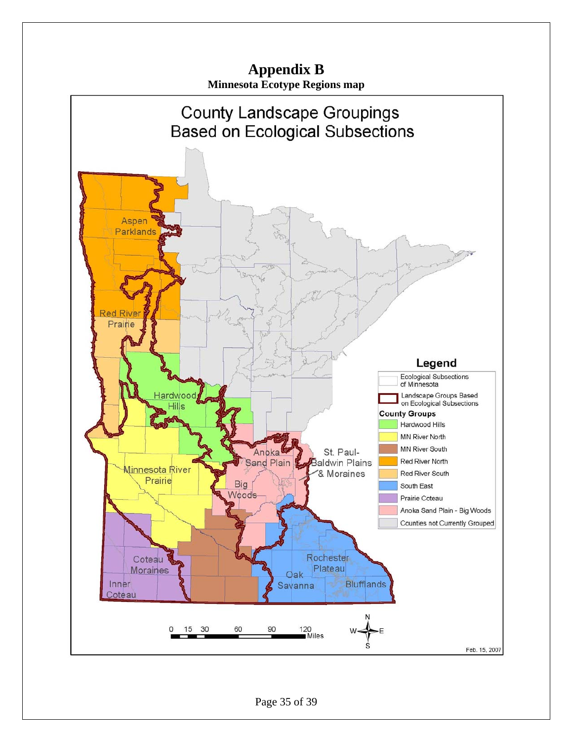# Appendix B

**Minnesota Ecotype Regions map**

County Landscape Groupings Based on Ecological Subsections

Aspen Parklands

Red River Prairie

Hardwood Hills

Anoka Sand Plain

St. Paul-Baldwin Plains & Moraines

Minnesota River Prairie

Big Woods

Coteau Moraines

Inner Coteau

Rochester Plateau

Oak Savanna

Blufflands

**Legend**

- Ecological Subsections of Minnesota
- Landscape Groups Based on Ecological Subsections

**County Groups**

- Hardwood Hills
- MN River North
- MN River South
- Red River North
- Red River South
- South East
- Prairie Coteau
- Anoka Sand Plain - Big Woods
- Counties not Currently Grouped

0 15 30 60 90 120 Miles

N W E S

Feb. 15, 2007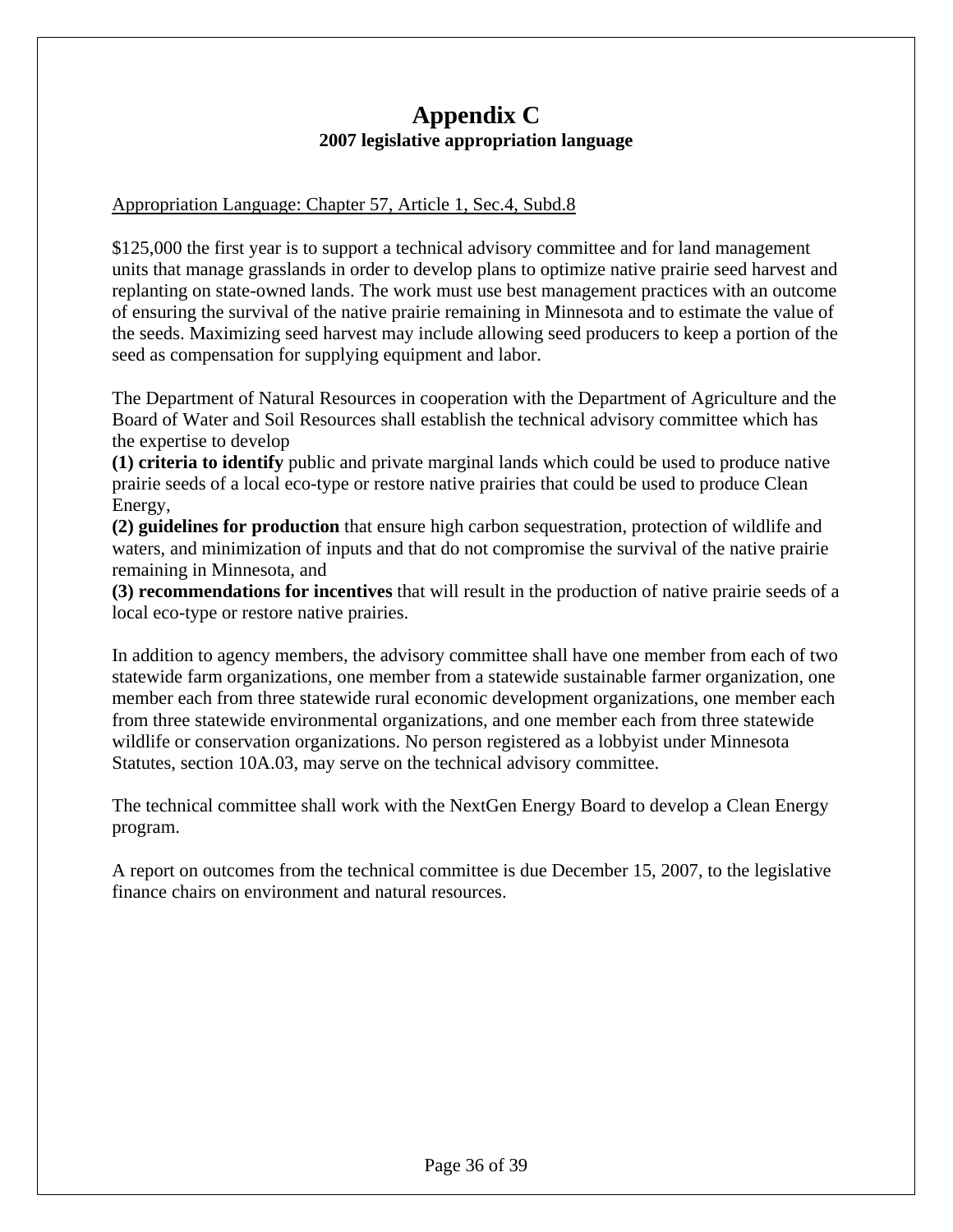# Appendix C

## 2007 legislative appropriation language

Appropriation Language: Chapter 57, Article 1, Sec.4, Subd.8

$125,000 the first year is to support a technical advisory committee and for land management units that manage grasslands in order to develop plans to optimize native prairie seed harvest and replanting on state-owned lands. The work must use best management practices with an outcome of ensuring the survival of the native prairie remaining in Minnesota and to estimate the value of the seeds. Maximizing seed harvest may include allowing seed producers to keep a portion of the seed as compensation for supplying equipment and labor.

The Department of Natural Resources in cooperation with the Department of Agriculture and the Board of Water and Soil Resources shall establish the technical advisory committee which has the expertise to develop

**(1) criteria to identify** public and private marginal lands which could be used to produce native prairie seeds of a local eco-type or restore native prairies that could be used to produce Clean Energy,

**(2) guidelines for production** that ensure high carbon sequestration, protection of wildlife and waters, and minimization of inputs and that do not compromise the survival of the native prairie remaining in Minnesota, and

**(3) recommendations for incentives** that will result in the production of native prairie seeds of a local eco-type or restore native prairies.

In addition to agency members, the advisory committee shall have one member from each of two statewide farm organizations, one member from a statewide sustainable farmer organization, one member each from three statewide rural economic development organizations, one member each from three statewide environmental organizations, and one member each from three statewide wildlife or conservation organizations. No person registered as a lobbyist under Minnesota Statutes, section 10A.03, may serve on the technical advisory committee.

The technical committee shall work with the NextGen Energy Board to develop a Clean Energy program.

A report on outcomes from the technical committee is due December 15, 2007, to the legislative finance chairs on environment and natural resources.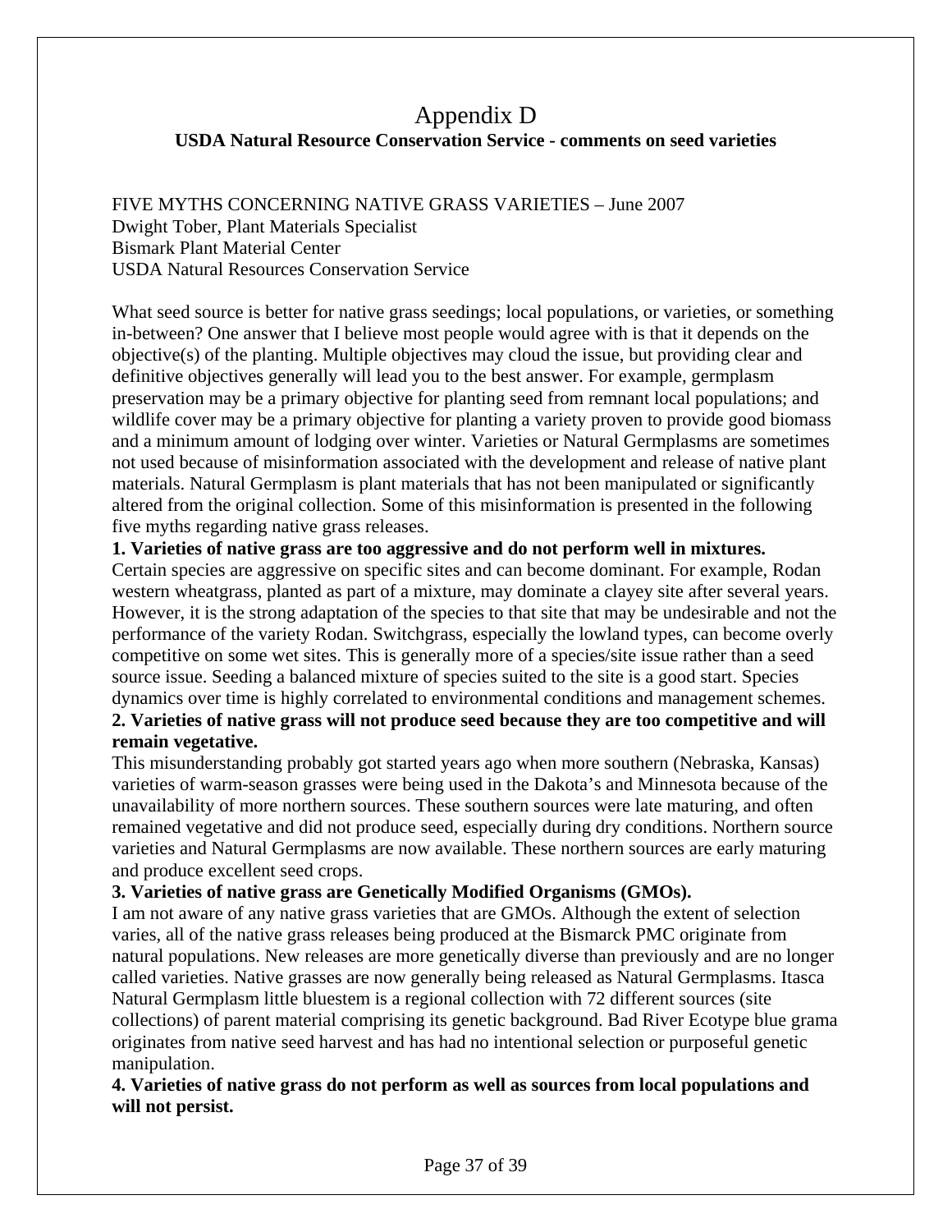# Appendix D

## USDA Natural Resource Conservation Service - comments on seed varieties

FIVE MYTHS CONCERNING NATIVE GRASS VARIETIES – June 2007
Dwight Tober, Plant Materials Specialist
Bismark Plant Material Center
USDA Natural Resources Conservation Service

What seed source is better for native grass seedings; local populations, or varieties, or something in-between? One answer that I believe most people would agree with is that it depends on the objective(s) of the planting. Multiple objectives may cloud the issue, but providing clear and definitive objectives generally will lead you to the best answer. For example, germplasm preservation may be a primary objective for planting seed from remnant local populations; and wildlife cover may be a primary objective for planting a variety proven to provide good biomass and a minimum amount of lodging over winter. Varieties or Natural Germplasms are sometimes not used because of misinformation associated with the development and release of native plant materials. Natural Germplasm is plant materials that has not been manipulated or significantly altered from the original collection. Some of this misinformation is presented in the following five myths regarding native grass releases.

**1. Varieties of native grass are too aggressive and do not perform well in mixtures.**
Certain species are aggressive on specific sites and can become dominant. For example, Rodan western wheatgrass, planted as part of a mixture, may dominate a clayey site after several years. However, it is the strong adaptation of the species to that site that may be undesirable and not the performance of the variety Rodan. Switchgrass, especially the lowland types, can become overly competitive on some wet sites. This is generally more of a species/site issue rather than a seed source issue. Seeding a balanced mixture of species suited to the site is a good start. Species dynamics over time is highly correlated to environmental conditions and management schemes.

**2. Varieties of native grass will not produce seed because they are too competitive and will remain vegetative.**
This misunderstanding probably got started years ago when more southern (Nebraska, Kansas) varieties of warm-season grasses were being used in the Dakota's and Minnesota because of the unavailability of more northern sources. These southern sources were late maturing, and often remained vegetative and did not produce seed, especially during dry conditions. Northern source varieties and Natural Germplasms are now available. These northern sources are early maturing and produce excellent seed crops.

**3. Varieties of native grass are Genetically Modified Organisms (GMOs).**
I am not aware of any native grass varieties that are GMOs. Although the extent of selection varies, all of the native grass releases being produced at the Bismarck PMC originate from natural populations. New releases are more genetically diverse than previously and are no longer called varieties. Native grasses are now generally being released as Natural Germplasms. Itasca Natural Germplasm little bluestem is a regional collection with 72 different sources (site collections) of parent material comprising its genetic background. Bad River Ecotype blue grama originates from native seed harvest and has had no intentional selection or purposeful genetic manipulation.

**4. Varieties of native grass do not perform as well as sources from local populations and will not persist.**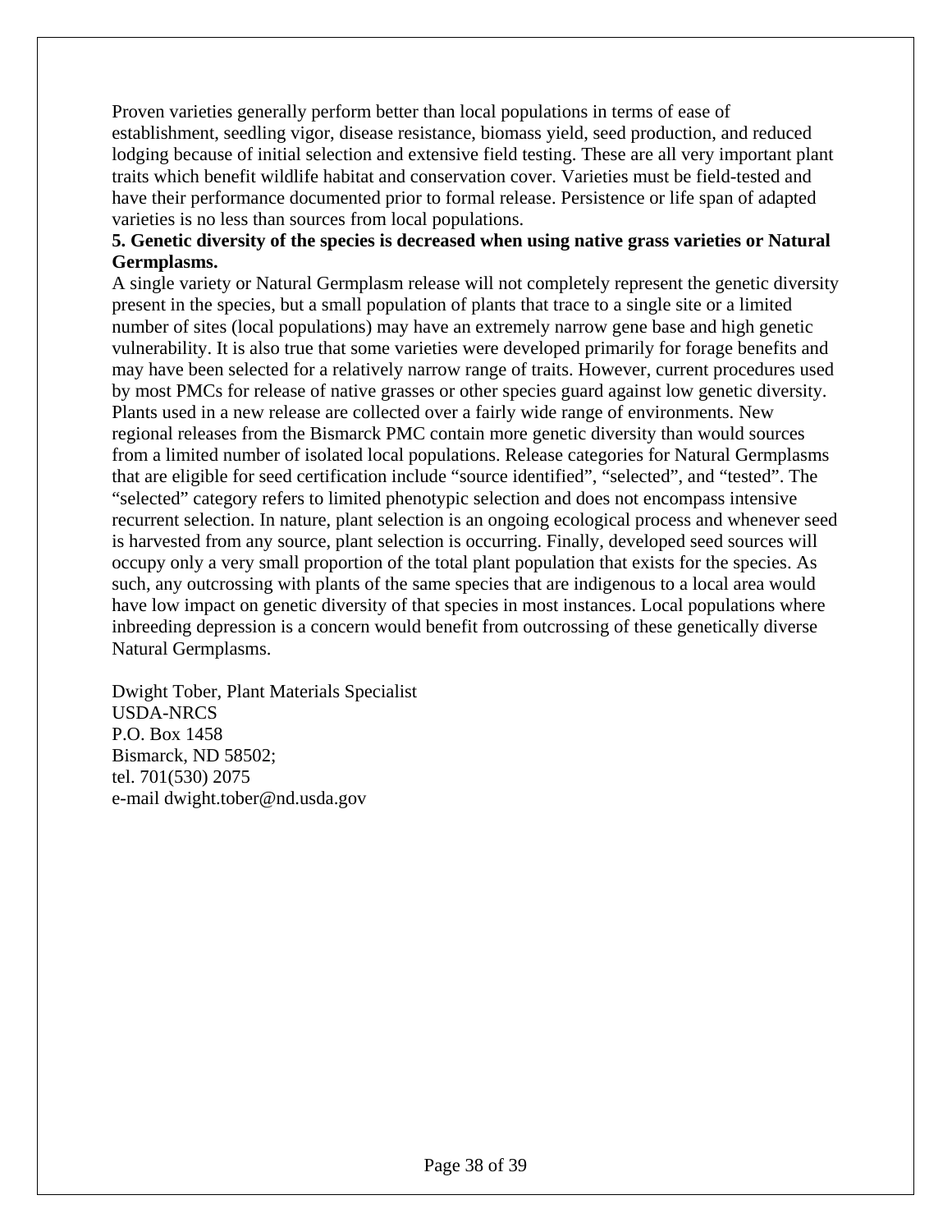Proven varieties generally perform better than local populations in terms of ease of establishment, seedling vigor, disease resistance, biomass yield, seed production, and reduced lodging because of initial selection and extensive field testing. These are all very important plant traits which benefit wildlife habitat and conservation cover. Varieties must be field-tested and have their performance documented prior to formal release. Persistence or life span of adapted varieties is no less than sources from local populations.

**5. Genetic diversity of the species is decreased when using native grass varieties or Natural Germplasms.**

A single variety or Natural Germplasm release will not completely represent the genetic diversity present in the species, but a small population of plants that trace to a single site or a limited number of sites (local populations) may have an extremely narrow gene base and high genetic vulnerability. It is also true that some varieties were developed primarily for forage benefits and may have been selected for a relatively narrow range of traits. However, current procedures used by most PMCs for release of native grasses or other species guard against low genetic diversity. Plants used in a new release are collected over a fairly wide range of environments. New regional releases from the Bismarck PMC contain more genetic diversity than would sources from a limited number of isolated local populations. Release categories for Natural Germplasms that are eligible for seed certification include “source identified”, “selected”, and “tested”. The “selected” category refers to limited phenotypic selection and does not encompass intensive recurrent selection. In nature, plant selection is an ongoing ecological process and whenever seed is harvested from any source, plant selection is occurring. Finally, developed seed sources will occupy only a very small proportion of the total plant population that exists for the species. As such, any outcrossing with plants of the same species that are indigenous to a local area would have low impact on genetic diversity of that species in most instances. Local populations where inbreeding depression is a concern would benefit from outcrossing of these genetically diverse Natural Germplasms.

Dwight Tober, Plant Materials Specialist  
USDA-NRCS  
P.O. Box 1458  
Bismarck, ND 58502;  
tel. 701(530) 2075  
e-mail dwight.tober@nd.usda.gov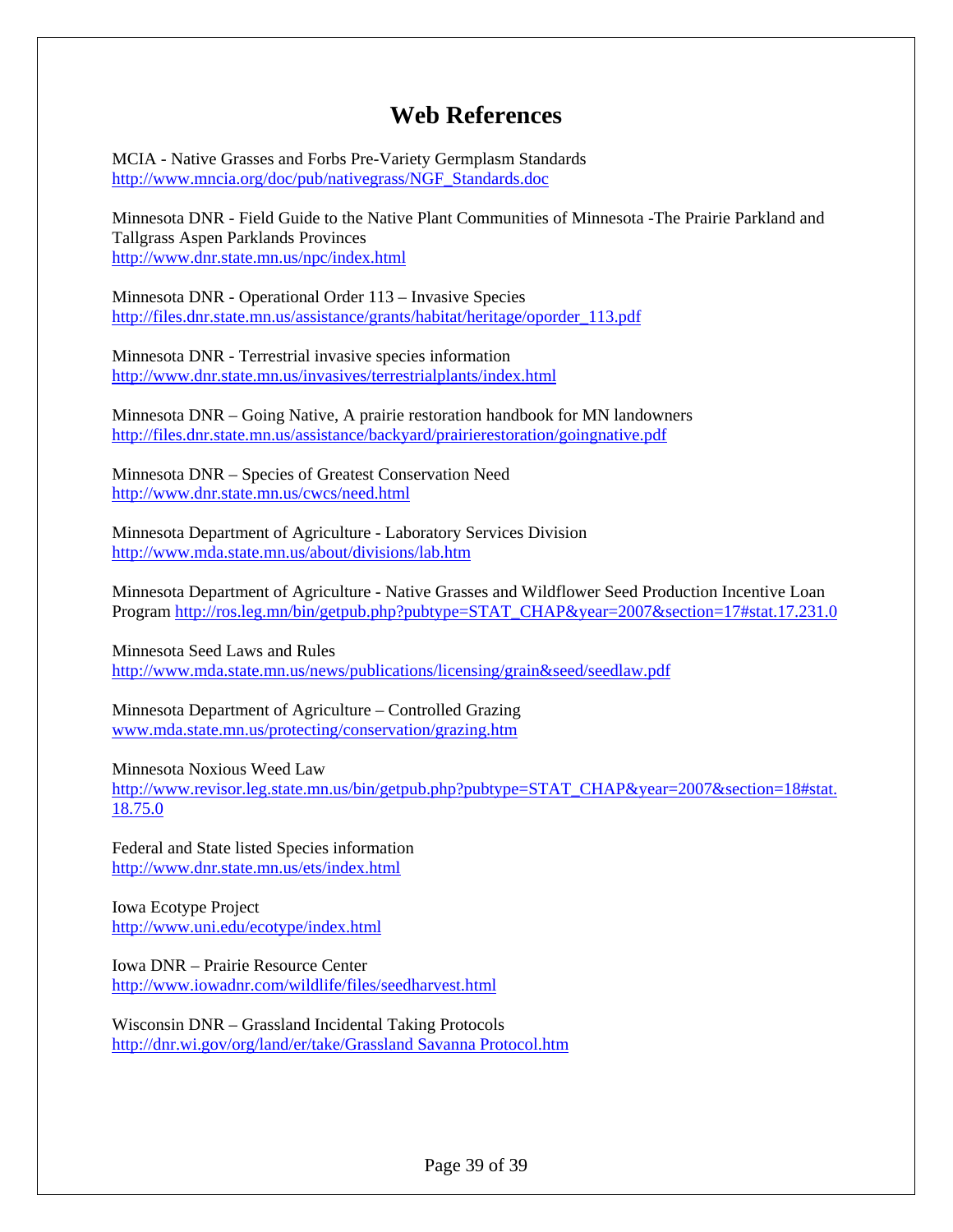# Web References

MCIA - Native Grasses and Forbs Pre-Variety Germplasm Standards
http://www.mncia.org/doc/pub/nativegrass/NGF_Standards.doc

Minnesota DNR - Field Guide to the Native Plant Communities of Minnesota -The Prairie Parkland and Tallgrass Aspen Parklands Provinces
http://www.dnr.state.mn.us/npc/index.html

Minnesota DNR - Operational Order 113 – Invasive Species
http://files.dnr.state.mn.us/assistance/grants/habitat/heritage/oporder_113.pdf

Minnesota DNR - Terrestrial invasive species information
http://www.dnr.state.mn.us/invasives/terrestrialplants/index.html

Minnesota DNR – Going Native, A prairie restoration handbook for MN landowners
http://files.dnr.state.mn.us/assistance/backyard/prairierestoration/goingnative.pdf

Minnesota DNR – Species of Greatest Conservation Need
http://www.dnr.state.mn.us/cwcs/need.html

Minnesota Department of Agriculture - Laboratory Services Division
http://www.mda.state.mn.us/about/divisions/lab.htm

Minnesota Department of Agriculture - Native Grasses and Wildflower Seed Production Incentive Loan Program http://ros.leg.mn/bin/getpub.php?pubtype=STAT_CHAP&year=2007&section=17#stat.17.231.0

Minnesota Seed Laws and Rules
http://www.mda.state.mn.us/news/publications/licensing/grain&seed/seedlaw.pdf

Minnesota Department of Agriculture – Controlled Grazing
www.mda.state.mn.us/protecting/conservation/grazing.htm

Minnesota Noxious Weed Law
http://www.revisor.leg.state.mn.us/bin/getpub.php?pubtype=STAT_CHAP&year=2007&section=18#stat.18.75.0

Federal and State listed Species information
http://www.dnr.state.mn.us/ets/index.html

Iowa Ecotype Project
http://www.uni.edu/ecotype/index.html

Iowa DNR – Prairie Resource Center
http://www.iowadnr.com/wildlife/files/seedharvest.html

Wisconsin DNR – Grassland Incidental Taking Protocols
http://dnr.wi.gov/org/land/er/take/Grassland Savanna Protocol.htm